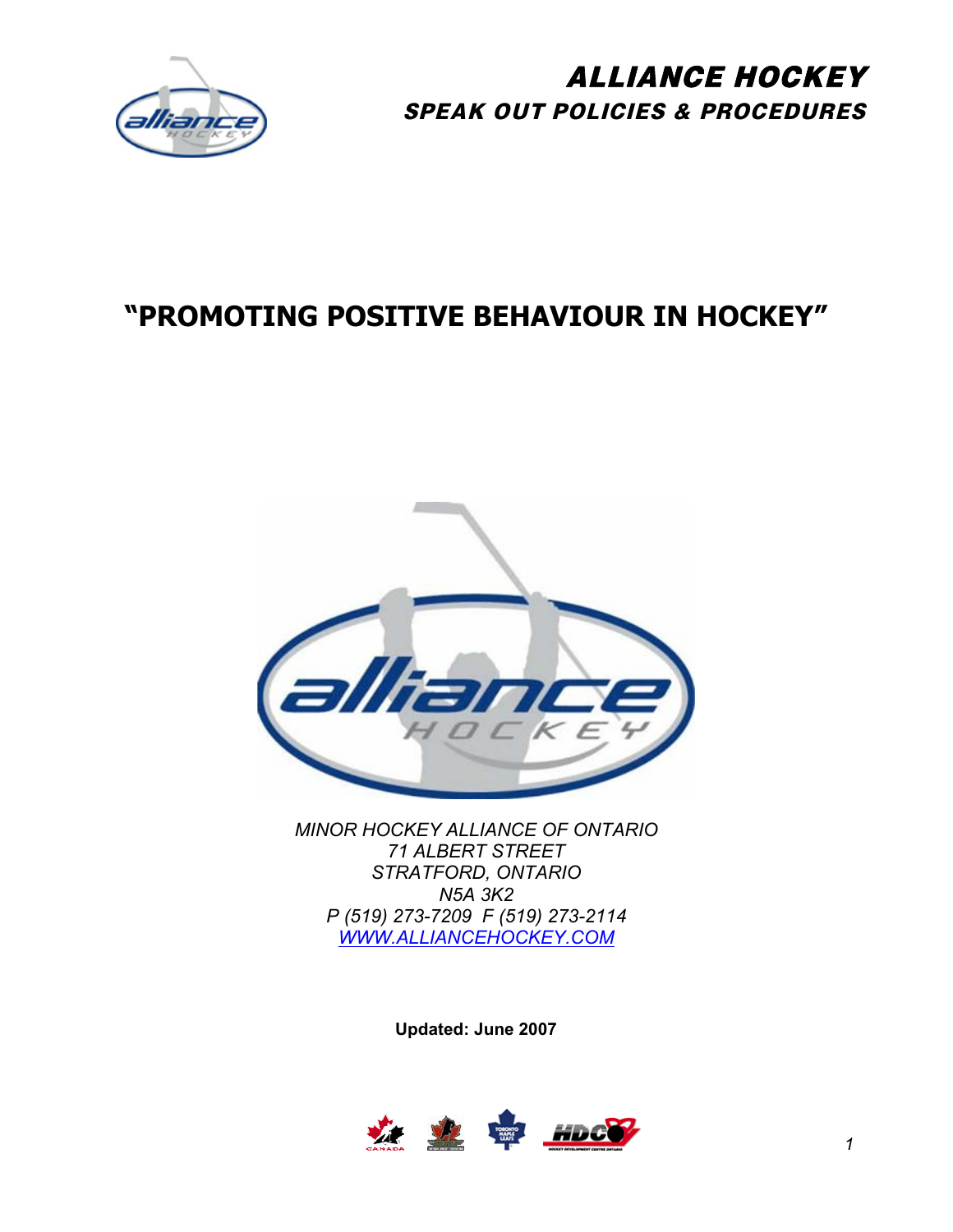# ALLIANCE HOCKEY

## *SPEAK OUT POLICIES & PROCEDURES*

# "PROMOTING POSITIVE BEHAVIOUR IN HOCKEY"

*MINOR HOCKEY ALLIANCE OF ONTARIO*
*71 ALBERT STREET*
*STRATFORD, ONTARIO*
*N5A 3K2*
*P (519) 273-7209 F (519) 273-2114*
*WWW.ALLIANCEHOCKEY.COM*

**Updated: June 2007**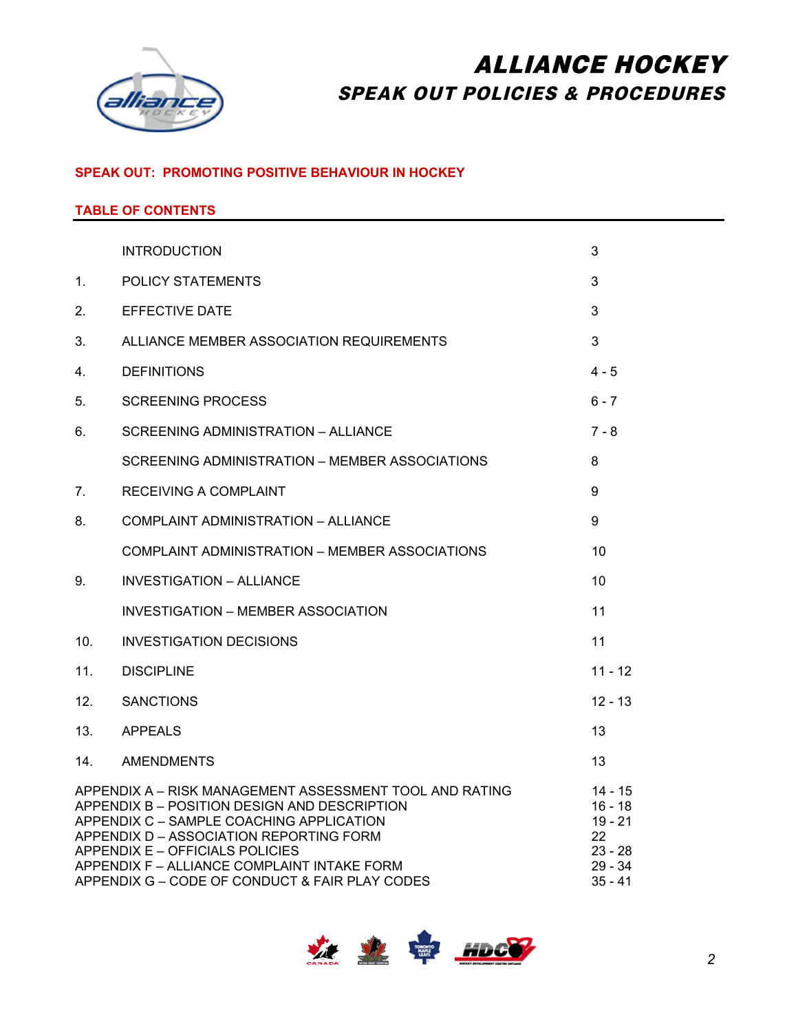# ALLIANCE HOCKEY
## SPEAK OUT POLICIES & PROCEDURES

**SPEAK OUT: PROMOTING POSITIVE BEHAVIOUR IN HOCKEY**

**TABLE OF CONTENTS**

| | | |
|---|---|---|
| | INTRODUCTION | 3 |
| 1. | POLICY STATEMENTS | 3 |
| 2. | EFFECTIVE DATE | 3 |
| 3. | ALLIANCE MEMBER ASSOCIATION REQUIREMENTS | 3 |
| 4. | DEFINITIONS | 4 - 5 |
| 5. | SCREENING PROCESS | 6 - 7 |
| 6. | SCREENING ADMINISTRATION – ALLIANCE | 7 - 8 |
| | SCREENING ADMINISTRATION – MEMBER ASSOCIATIONS | 8 |
| 7. | RECEIVING A COMPLAINT | 9 |
| 8. | COMPLAINT ADMINISTRATION – ALLIANCE | 9 |
| | COMPLAINT ADMINISTRATION – MEMBER ASSOCIATIONS | 10 |
| 9. | INVESTIGATION – ALLIANCE | 10 |
| | INVESTIGATION – MEMBER ASSOCIATION | 11 |
| 10. | INVESTIGATION DECISIONS | 11 |
| 11. | DISCIPLINE | 11 - 12 |
| 12. | SANCTIONS | 12 - 13 |
| 13. | APPEALS | 13 |
| 14. | AMENDMENTS | 13 |

| | |
|---|---|
| APPENDIX A – RISK MANAGEMENT ASSESSMENT TOOL AND RATING | 14 - 15 |
| APPENDIX B – POSITION DESIGN AND DESCRIPTION | 16 - 18 |
| APPENDIX C – SAMPLE COACHING APPLICATION | 19 - 21 |
| APPENDIX D – ASSOCIATION REPORTING FORM | 22 |
| APPENDIX E – OFFICIALS POLICIES | 23 - 28 |
| APPENDIX F – ALLIANCE COMPLAINT INTAKE FORM | 29 - 34 |
| APPENDIX G – CODE OF CONDUCT & FAIR PLAY CODES | 35 - 41 |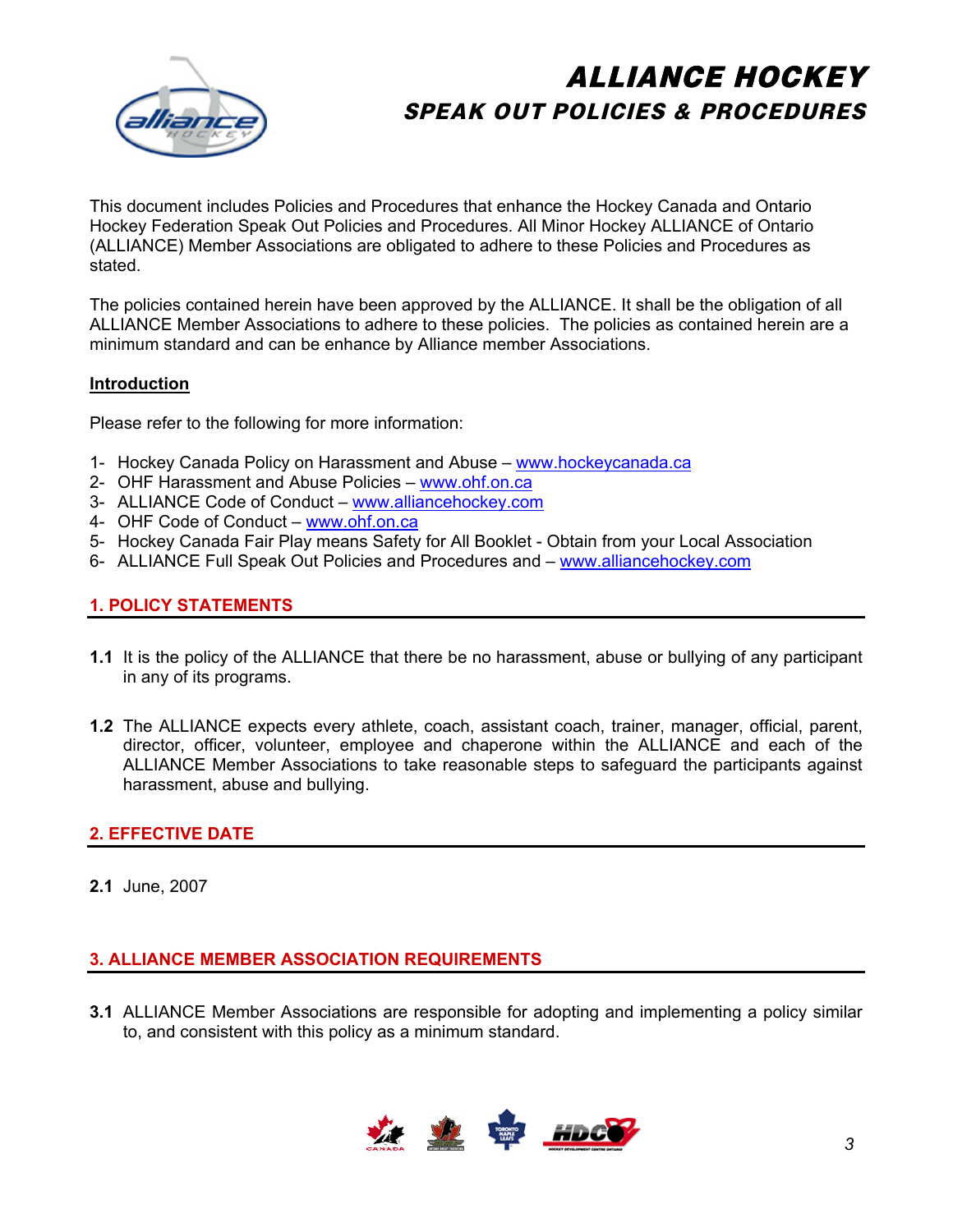# ALLIANCE HOCKEY

## SPEAK OUT POLICIES & PROCEDURES

This document includes Policies and Procedures that enhance the Hockey Canada and Ontario Hockey Federation Speak Out Policies and Procedures. All Minor Hockey ALLIANCE of Ontario (ALLIANCE) Member Associations are obligated to adhere to these Policies and Procedures as stated.

The policies contained herein have been approved by the ALLIANCE. It shall be the obligation of all ALLIANCE Member Associations to adhere to these policies. The policies as contained herein are a minimum standard and can be enhance by Alliance member Associations.

### Introduction

Please refer to the following for more information:

1- Hockey Canada Policy on Harassment and Abuse – www.hockeycanada.ca
2- OHF Harassment and Abuse Policies – www.ohf.on.ca
3- ALLIANCE Code of Conduct – www.alliancehockey.com
4- OHF Code of Conduct – www.ohf.on.ca
5- Hockey Canada Fair Play means Safety for All Booklet - Obtain from your Local Association
6- ALLIANCE Full Speak Out Policies and Procedures and – www.alliancehockey.com

## 1. POLICY STATEMENTS

**1.1** It is the policy of the ALLIANCE that there be no harassment, abuse or bullying of any participant in any of its programs.

**1.2** The ALLIANCE expects every athlete, coach, assistant coach, trainer, manager, official, parent, director, officer, volunteer, employee and chaperone within the ALLIANCE and each of the ALLIANCE Member Associations to take reasonable steps to safeguard the participants against harassment, abuse and bullying.

## 2. EFFECTIVE DATE

**2.1** June, 2007

## 3. ALLIANCE MEMBER ASSOCIATION REQUIREMENTS

**3.1** ALLIANCE Member Associations are responsible for adopting and implementing a policy similar to, and consistent with this policy as a minimum standard.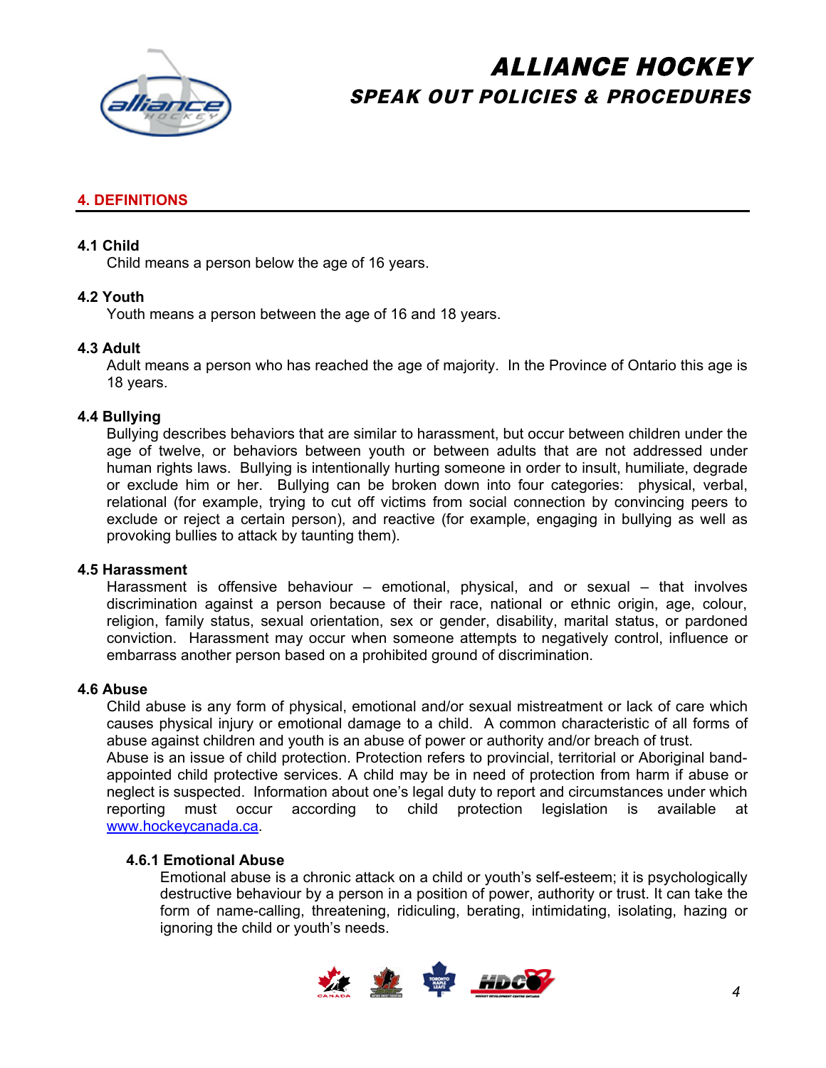## 4. DEFINITIONS

### 4.1 Child

Child means a person below the age of 16 years.

### 4.2 Youth

Youth means a person between the age of 16 and 18 years.

### 4.3 Adult

Adult means a person who has reached the age of majority. In the Province of Ontario this age is 18 years.

### 4.4 Bullying

Bullying describes behaviors that are similar to harassment, but occur between children under the age of twelve, or behaviors between youth or between adults that are not addressed under human rights laws. Bullying is intentionally hurting someone in order to insult, humiliate, degrade or exclude him or her. Bullying can be broken down into four categories: physical, verbal, relational (for example, trying to cut off victims from social connection by convincing peers to exclude or reject a certain person), and reactive (for example, engaging in bullying as well as provoking bullies to attack by taunting them).

### 4.5 Harassment

Harassment is offensive behaviour – emotional, physical, and or sexual – that involves discrimination against a person because of their race, national or ethnic origin, age, colour, religion, family status, sexual orientation, sex or gender, disability, marital status, or pardoned conviction. Harassment may occur when someone attempts to negatively control, influence or embarrass another person based on a prohibited ground of discrimination.

### 4.6 Abuse

Child abuse is any form of physical, emotional and/or sexual mistreatment or lack of care which causes physical injury or emotional damage to a child. A common characteristic of all forms of abuse against children and youth is an abuse of power or authority and/or breach of trust.

Abuse is an issue of child protection. Protection refers to provincial, territorial or Aboriginal band-appointed child protective services. A child may be in need of protection from harm if abuse or neglect is suspected. Information about one's legal duty to report and circumstances under which reporting must occur according to child protection legislation is available at www.hockeycanada.ca.

#### 4.6.1 Emotional Abuse

Emotional abuse is a chronic attack on a child or youth's self-esteem; it is psychologically destructive behaviour by a person in a position of power, authority or trust. It can take the form of name-calling, threatening, ridiculing, berating, intimidating, isolating, hazing or ignoring the child or youth's needs.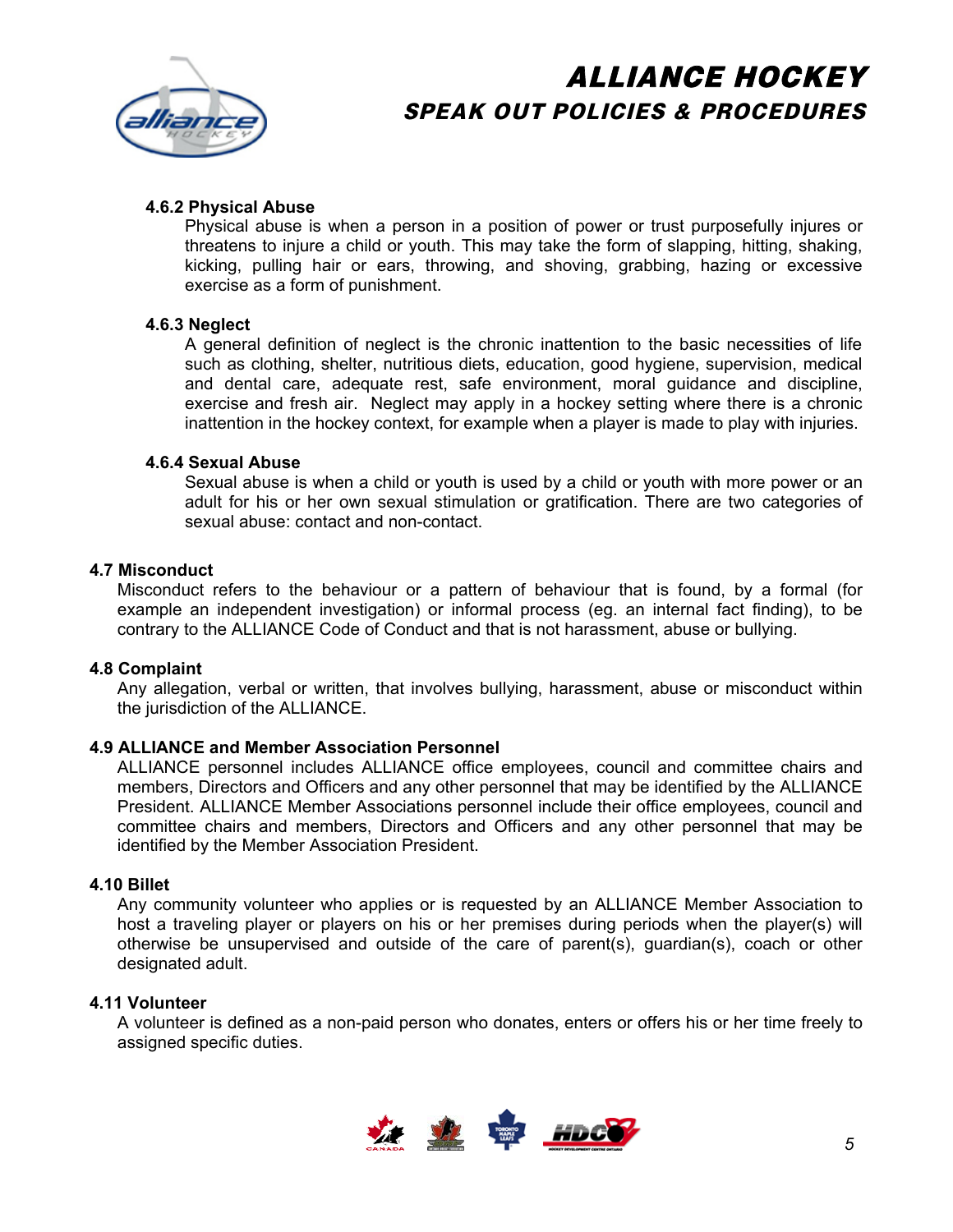#### 4.6.2 Physical Abuse

Physical abuse is when a person in a position of power or trust purposefully injures or threatens to injure a child or youth. This may take the form of slapping, hitting, shaking, kicking, pulling hair or ears, throwing, and shoving, grabbing, hazing or excessive exercise as a form of punishment.

#### 4.6.3 Neglect

A general definition of neglect is the chronic inattention to the basic necessities of life such as clothing, shelter, nutritious diets, education, good hygiene, supervision, medical and dental care, adequate rest, safe environment, moral guidance and discipline, exercise and fresh air. Neglect may apply in a hockey setting where there is a chronic inattention in the hockey context, for example when a player is made to play with injuries.

#### 4.6.4 Sexual Abuse

Sexual abuse is when a child or youth is used by a child or youth with more power or an adult for his or her own sexual stimulation or gratification. There are two categories of sexual abuse: contact and non-contact.

### 4.7 Misconduct

Misconduct refers to the behaviour or a pattern of behaviour that is found, by a formal (for example an independent investigation) or informal process (eg. an internal fact finding), to be contrary to the ALLIANCE Code of Conduct and that is not harassment, abuse or bullying.

### 4.8 Complaint

Any allegation, verbal or written, that involves bullying, harassment, abuse or misconduct within the jurisdiction of the ALLIANCE.

### 4.9 ALLIANCE and Member Association Personnel

ALLIANCE personnel includes ALLIANCE office employees, council and committee chairs and members, Directors and Officers and any other personnel that may be identified by the ALLIANCE President. ALLIANCE Member Associations personnel include their office employees, council and committee chairs and members, Directors and Officers and any other personnel that may be identified by the Member Association President.

### 4.10 Billet

Any community volunteer who applies or is requested by an ALLIANCE Member Association to host a traveling player or players on his or her premises during periods when the player(s) will otherwise be unsupervised and outside of the care of parent(s), guardian(s), coach or other designated adult.

### 4.11 Volunteer

A volunteer is defined as a non-paid person who donates, enters or offers his or her time freely to assigned specific duties.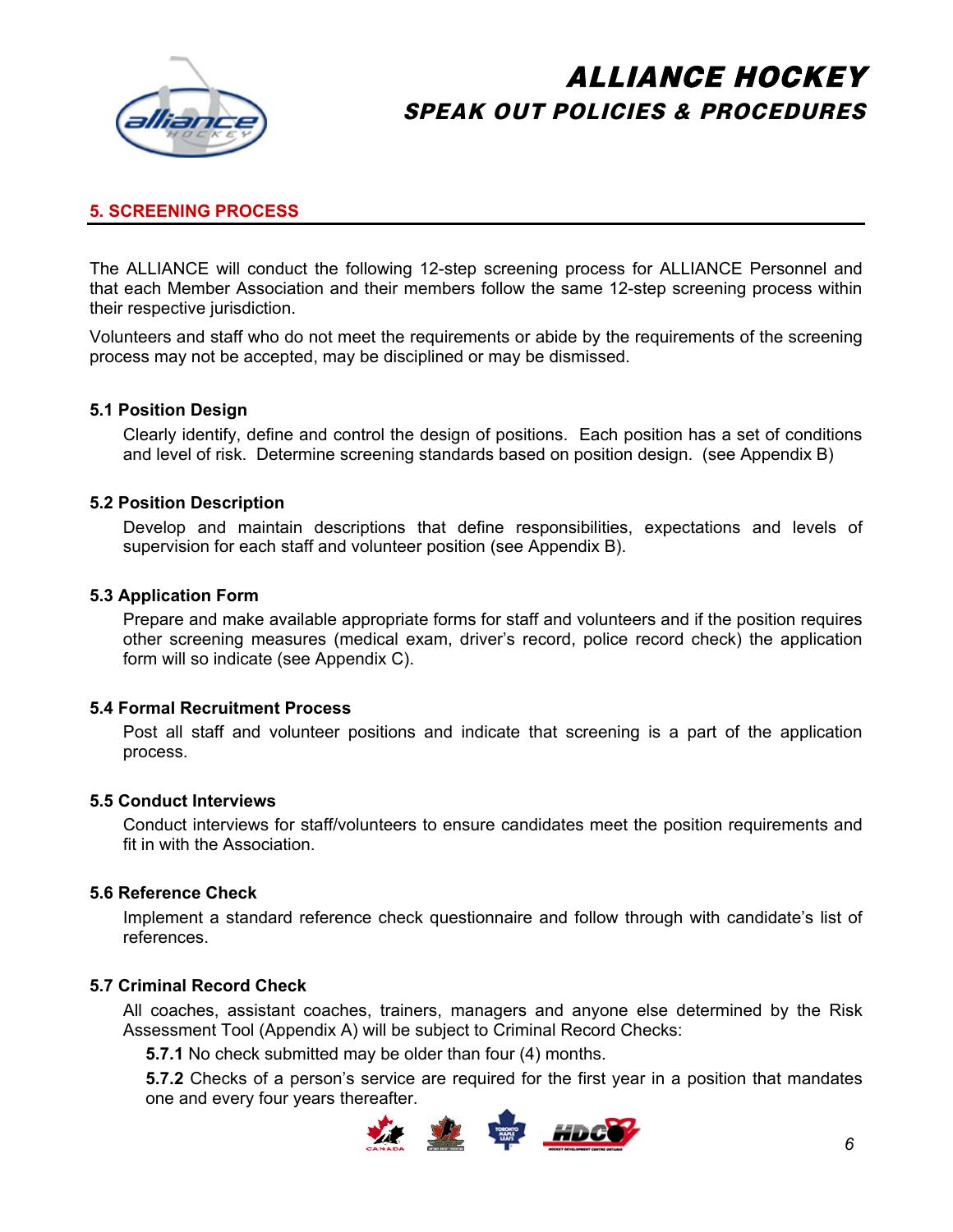## 5. SCREENING PROCESS

The ALLIANCE will conduct the following 12-step screening process for ALLIANCE Personnel and that each Member Association and their members follow the same 12-step screening process within their respective jurisdiction.

Volunteers and staff who do not meet the requirements or abide by the requirements of the screening process may not be accepted, may be disciplined or may be dismissed.

### 5.1 Position Design

Clearly identify, define and control the design of positions. Each position has a set of conditions and level of risk. Determine screening standards based on position design. (see Appendix B)

### 5.2 Position Description

Develop and maintain descriptions that define responsibilities, expectations and levels of supervision for each staff and volunteer position (see Appendix B).

### 5.3 Application Form

Prepare and make available appropriate forms for staff and volunteers and if the position requires other screening measures (medical exam, driver's record, police record check) the application form will so indicate (see Appendix C).

### 5.4 Formal Recruitment Process

Post all staff and volunteer positions and indicate that screening is a part of the application process.

### 5.5 Conduct Interviews

Conduct interviews for staff/volunteers to ensure candidates meet the position requirements and fit in with the Association.

### 5.6 Reference Check

Implement a standard reference check questionnaire and follow through with candidate's list of references.

### 5.7 Criminal Record Check

All coaches, assistant coaches, trainers, managers and anyone else determined by the Risk Assessment Tool (Appendix A) will be subject to Criminal Record Checks:

**5.7.1** No check submitted may be older than four (4) months.

**5.7.2** Checks of a person's service are required for the first year in a position that mandates one and every four years thereafter.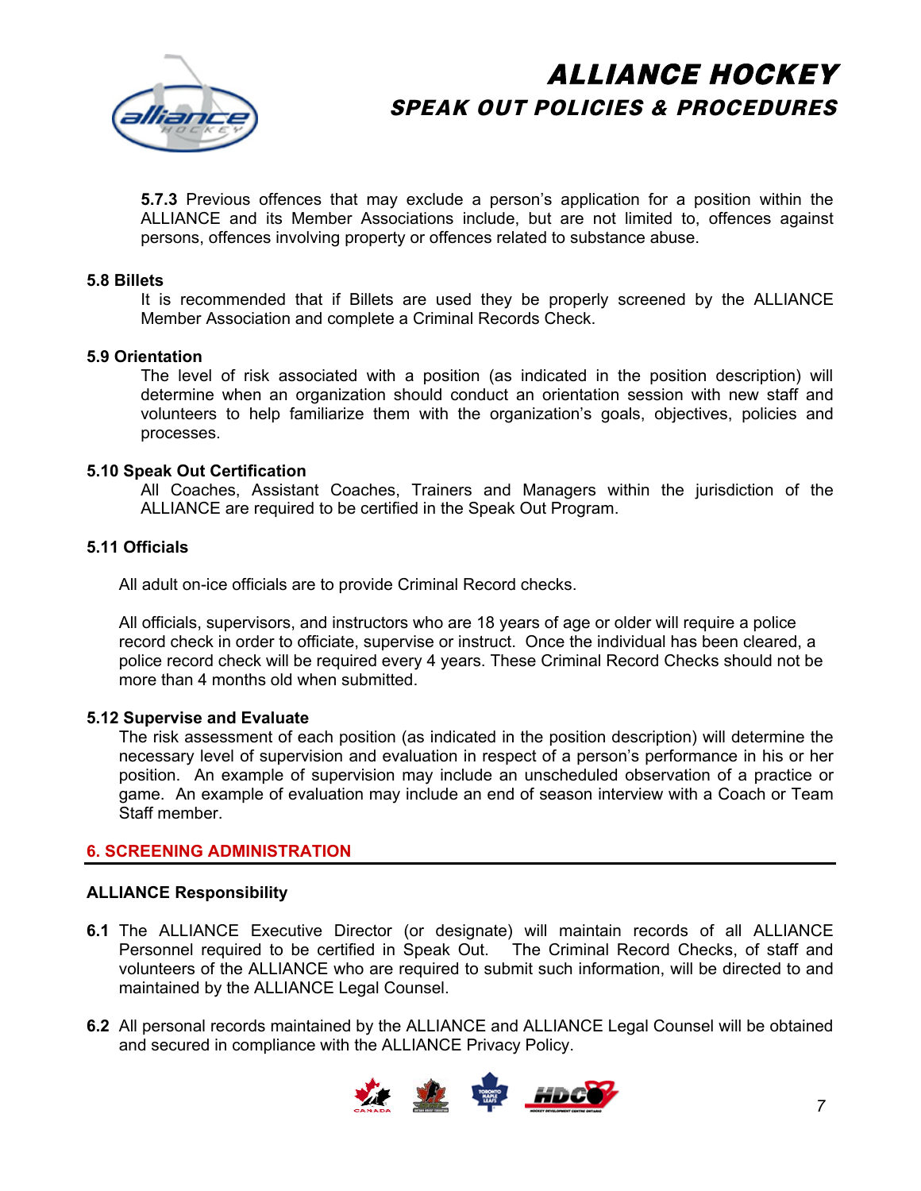**5.7.3** Previous offences that may exclude a person's application for a position within the ALLIANCE and its Member Associations include, but are not limited to, offences against persons, offences involving property or offences related to substance abuse.

**5.8 Billets**

It is recommended that if Billets are used they be properly screened by the ALLIANCE Member Association and complete a Criminal Records Check.

**5.9 Orientation**

The level of risk associated with a position (as indicated in the position description) will determine when an organization should conduct an orientation session with new staff and volunteers to help familiarize them with the organization's goals, objectives, policies and processes.

**5.10 Speak Out Certification**

All Coaches, Assistant Coaches, Trainers and Managers within the jurisdiction of the ALLIANCE are required to be certified in the Speak Out Program.

**5.11 Officials**

All adult on-ice officials are to provide Criminal Record checks.

All officials, supervisors, and instructors who are 18 years of age or older will require a police record check in order to officiate, supervise or instruct. Once the individual has been cleared, a police record check will be required every 4 years. These Criminal Record Checks should not be more than 4 months old when submitted.

**5.12 Supervise and Evaluate**

The risk assessment of each position (as indicated in the position description) will determine the necessary level of supervision and evaluation in respect of a person's performance in his or her position. An example of supervision may include an unscheduled observation of a practice or game. An example of evaluation may include an end of season interview with a Coach or Team Staff member.

## 6. SCREENING ADMINISTRATION

**ALLIANCE Responsibility**

**6.1** The ALLIANCE Executive Director (or designate) will maintain records of all ALLIANCE Personnel required to be certified in Speak Out. The Criminal Record Checks, of staff and volunteers of the ALLIANCE who are required to submit such information, will be directed to and maintained by the ALLIANCE Legal Counsel.

**6.2** All personal records maintained by the ALLIANCE and ALLIANCE Legal Counsel will be obtained and secured in compliance with the ALLIANCE Privacy Policy.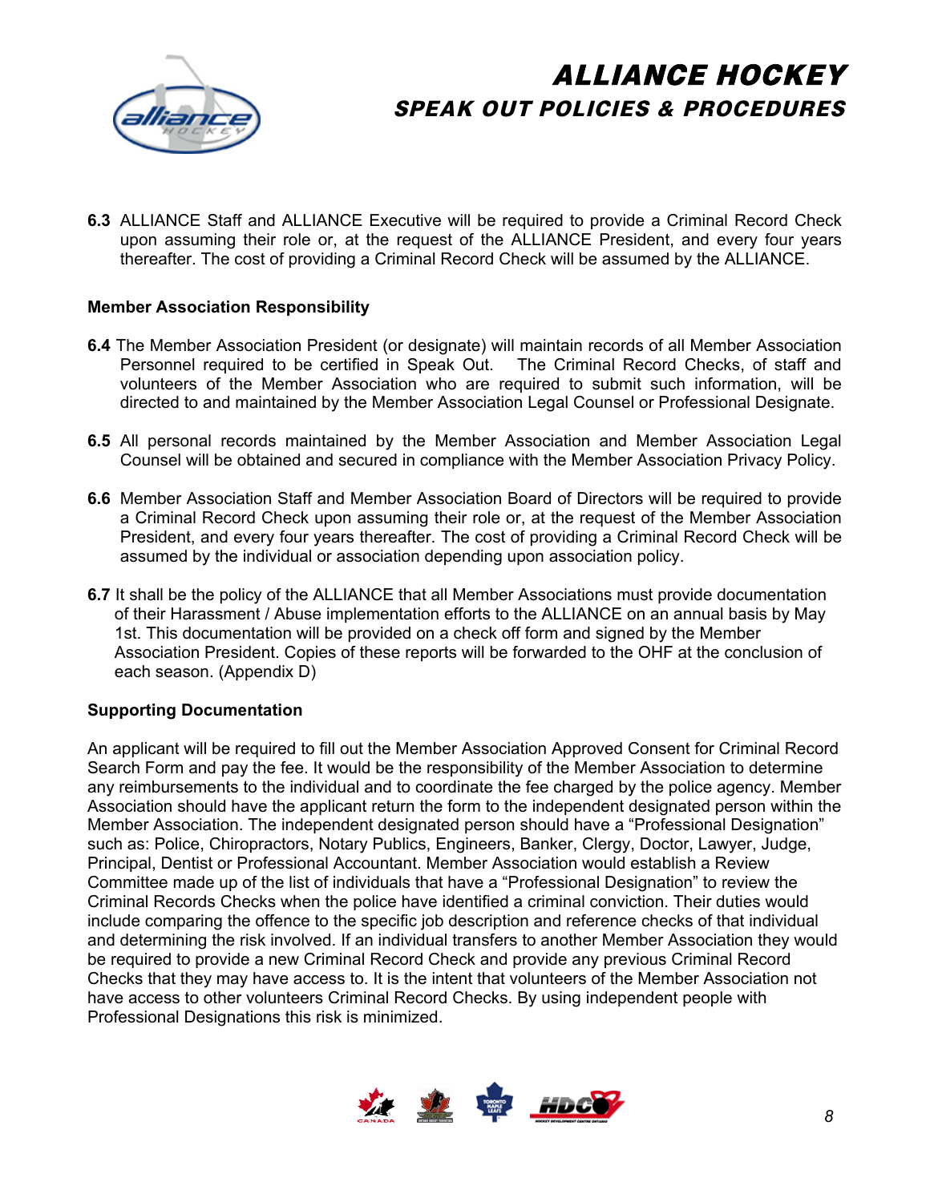**6.3** ALLIANCE Staff and ALLIANCE Executive will be required to provide a Criminal Record Check upon assuming their role or, at the request of the ALLIANCE President, and every four years thereafter. The cost of providing a Criminal Record Check will be assumed by the ALLIANCE.

**Member Association Responsibility**

**6.4** The Member Association President (or designate) will maintain records of all Member Association Personnel required to be certified in Speak Out. The Criminal Record Checks, of staff and volunteers of the Member Association who are required to submit such information, will be directed to and maintained by the Member Association Legal Counsel or Professional Designate.

**6.5** All personal records maintained by the Member Association and Member Association Legal Counsel will be obtained and secured in compliance with the Member Association Privacy Policy.

**6.6** Member Association Staff and Member Association Board of Directors will be required to provide a Criminal Record Check upon assuming their role or, at the request of the Member Association President, and every four years thereafter. The cost of providing a Criminal Record Check will be assumed by the individual or association depending upon association policy.

**6.7** It shall be the policy of the ALLIANCE that all Member Associations must provide documentation of their Harassment / Abuse implementation efforts to the ALLIANCE on an annual basis by May 1st. This documentation will be provided on a check off form and signed by the Member Association President. Copies of these reports will be forwarded to the OHF at the conclusion of each season. (Appendix D)

**Supporting Documentation**

An applicant will be required to fill out the Member Association Approved Consent for Criminal Record Search Form and pay the fee. It would be the responsibility of the Member Association to determine any reimbursements to the individual and to coordinate the fee charged by the police agency. Member Association should have the applicant return the form to the independent designated person within the Member Association. The independent designated person should have a "Professional Designation" such as: Police, Chiropractors, Notary Publics, Engineers, Banker, Clergy, Doctor, Lawyer, Judge, Principal, Dentist or Professional Accountant. Member Association would establish a Review Committee made up of the list of individuals that have a "Professional Designation" to review the Criminal Records Checks when the police have identified a criminal conviction. Their duties would include comparing the offence to the specific job description and reference checks of that individual and determining the risk involved. If an individual transfers to another Member Association they would be required to provide a new Criminal Record Check and provide any previous Criminal Record Checks that they may have access to. It is the intent that volunteers of the Member Association not have access to other volunteers Criminal Record Checks. By using independent people with Professional Designations this risk is minimized.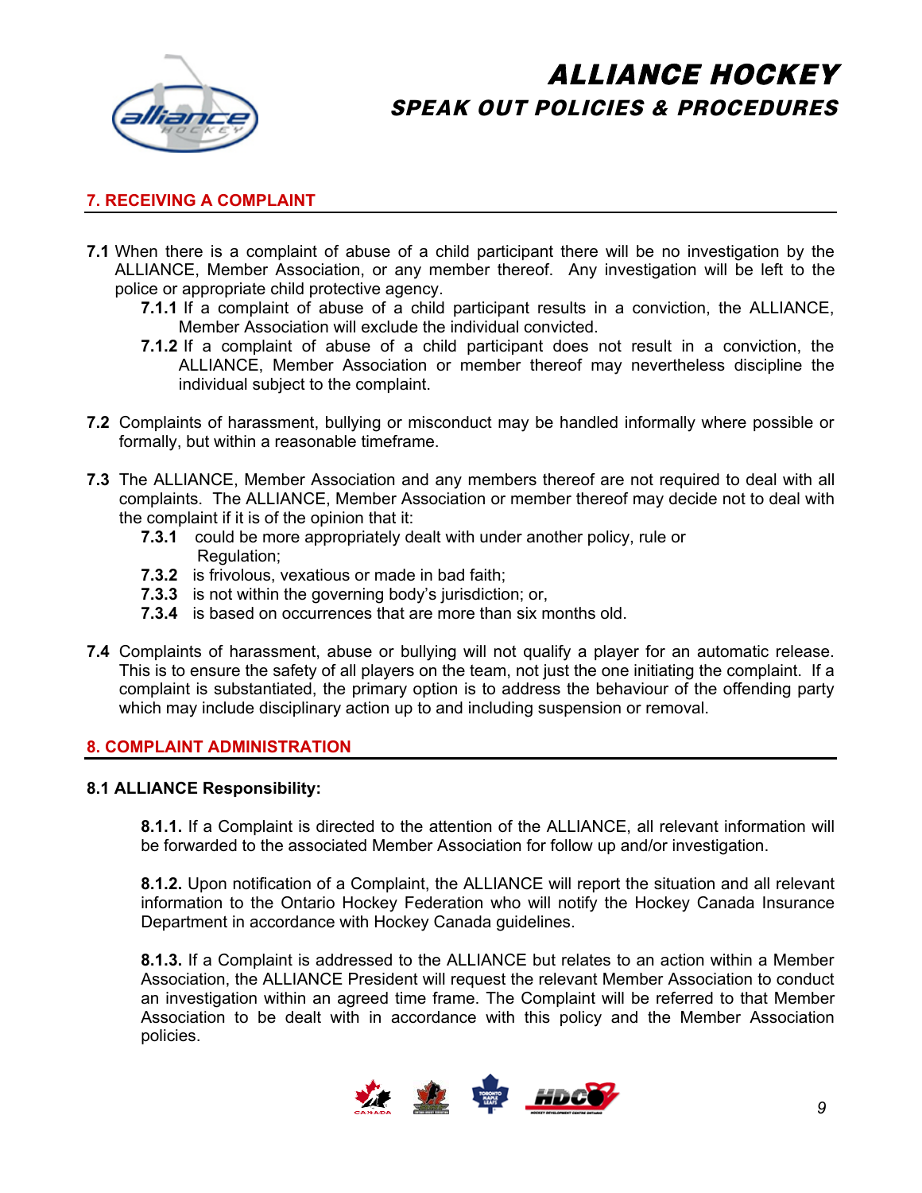## 7. RECEIVING A COMPLAINT

**7.1** When there is a complaint of abuse of a child participant there will be no investigation by the ALLIANCE, Member Association, or any member thereof. Any investigation will be left to the police or appropriate child protective agency.

- **7.1.1** If a complaint of abuse of a child participant results in a conviction, the ALLIANCE, Member Association will exclude the individual convicted.
- **7.1.2** If a complaint of abuse of a child participant does not result in a conviction, the ALLIANCE, Member Association or member thereof may nevertheless discipline the individual subject to the complaint.

**7.2** Complaints of harassment, bullying or misconduct may be handled informally where possible or formally, but within a reasonable timeframe.

**7.3** The ALLIANCE, Member Association and any members thereof are not required to deal with all complaints. The ALLIANCE, Member Association or member thereof may decide not to deal with the complaint if it is of the opinion that it:

- **7.3.1** could be more appropriately dealt with under another policy, rule or Regulation;
- **7.3.2** is frivolous, vexatious or made in bad faith;
- **7.3.3** is not within the governing body's jurisdiction; or,
- **7.3.4** is based on occurrences that are more than six months old.

**7.4** Complaints of harassment, abuse or bullying will not qualify a player for an automatic release. This is to ensure the safety of all players on the team, not just the one initiating the complaint. If a complaint is substantiated, the primary option is to address the behaviour of the offending party which may include disciplinary action up to and including suspension or removal.

## 8. COMPLAINT ADMINISTRATION

### 8.1 ALLIANCE Responsibility:

**8.1.1.** If a Complaint is directed to the attention of the ALLIANCE, all relevant information will be forwarded to the associated Member Association for follow up and/or investigation.

**8.1.2.** Upon notification of a Complaint, the ALLIANCE will report the situation and all relevant information to the Ontario Hockey Federation who will notify the Hockey Canada Insurance Department in accordance with Hockey Canada guidelines.

**8.1.3.** If a Complaint is addressed to the ALLIANCE but relates to an action within a Member Association, the ALLIANCE President will request the relevant Member Association to conduct an investigation within an agreed time frame. The Complaint will be referred to that Member Association to be dealt with in accordance with this policy and the Member Association policies.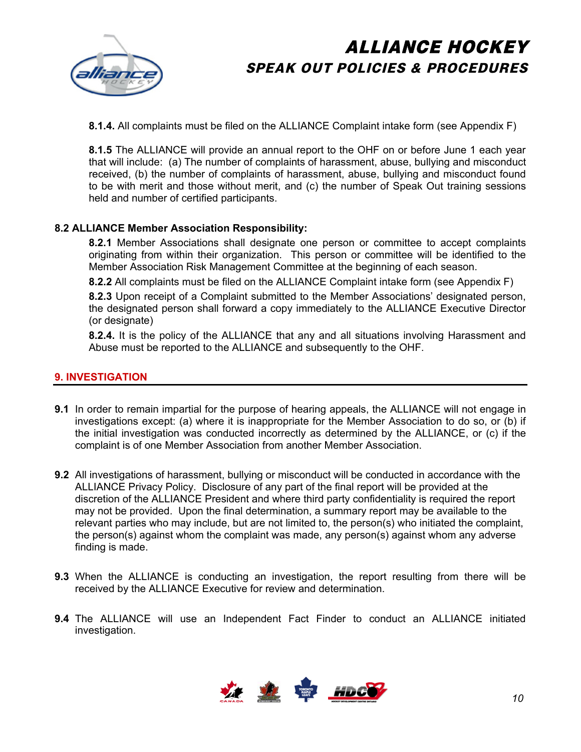**8.1.4.** All complaints must be filed on the ALLIANCE Complaint intake form (see Appendix F)

**8.1.5** The ALLIANCE will provide an annual report to the OHF on or before June 1 each year that will include: (a) The number of complaints of harassment, abuse, bullying and misconduct received, (b) the number of complaints of harassment, abuse, bullying and misconduct found to be with merit and those without merit, and (c) the number of Speak Out training sessions held and number of certified participants.

**8.2 ALLIANCE Member Association Responsibility:**

**8.2.1** Member Associations shall designate one person or committee to accept complaints originating from within their organization. This person or committee will be identified to the Member Association Risk Management Committee at the beginning of each season.

**8.2.2** All complaints must be filed on the ALLIANCE Complaint intake form (see Appendix F)

**8.2.3** Upon receipt of a Complaint submitted to the Member Associations' designated person, the designated person shall forward a copy immediately to the ALLIANCE Executive Director (or designate)

**8.2.4.** It is the policy of the ALLIANCE that any and all situations involving Harassment and Abuse must be reported to the ALLIANCE and subsequently to the OHF.

## 9. INVESTIGATION

**9.1** In order to remain impartial for the purpose of hearing appeals, the ALLIANCE will not engage in investigations except: (a) where it is inappropriate for the Member Association to do so, or (b) if the initial investigation was conducted incorrectly as determined by the ALLIANCE, or (c) if the complaint is of one Member Association from another Member Association.

**9.2** All investigations of harassment, bullying or misconduct will be conducted in accordance with the ALLIANCE Privacy Policy. Disclosure of any part of the final report will be provided at the discretion of the ALLIANCE President and where third party confidentiality is required the report may not be provided. Upon the final determination, a summary report may be available to the relevant parties who may include, but are not limited to, the person(s) who initiated the complaint, the person(s) against whom the complaint was made, any person(s) against whom any adverse finding is made.

**9.3** When the ALLIANCE is conducting an investigation, the report resulting from there will be received by the ALLIANCE Executive for review and determination.

**9.4** The ALLIANCE will use an Independent Fact Finder to conduct an ALLIANCE initiated investigation.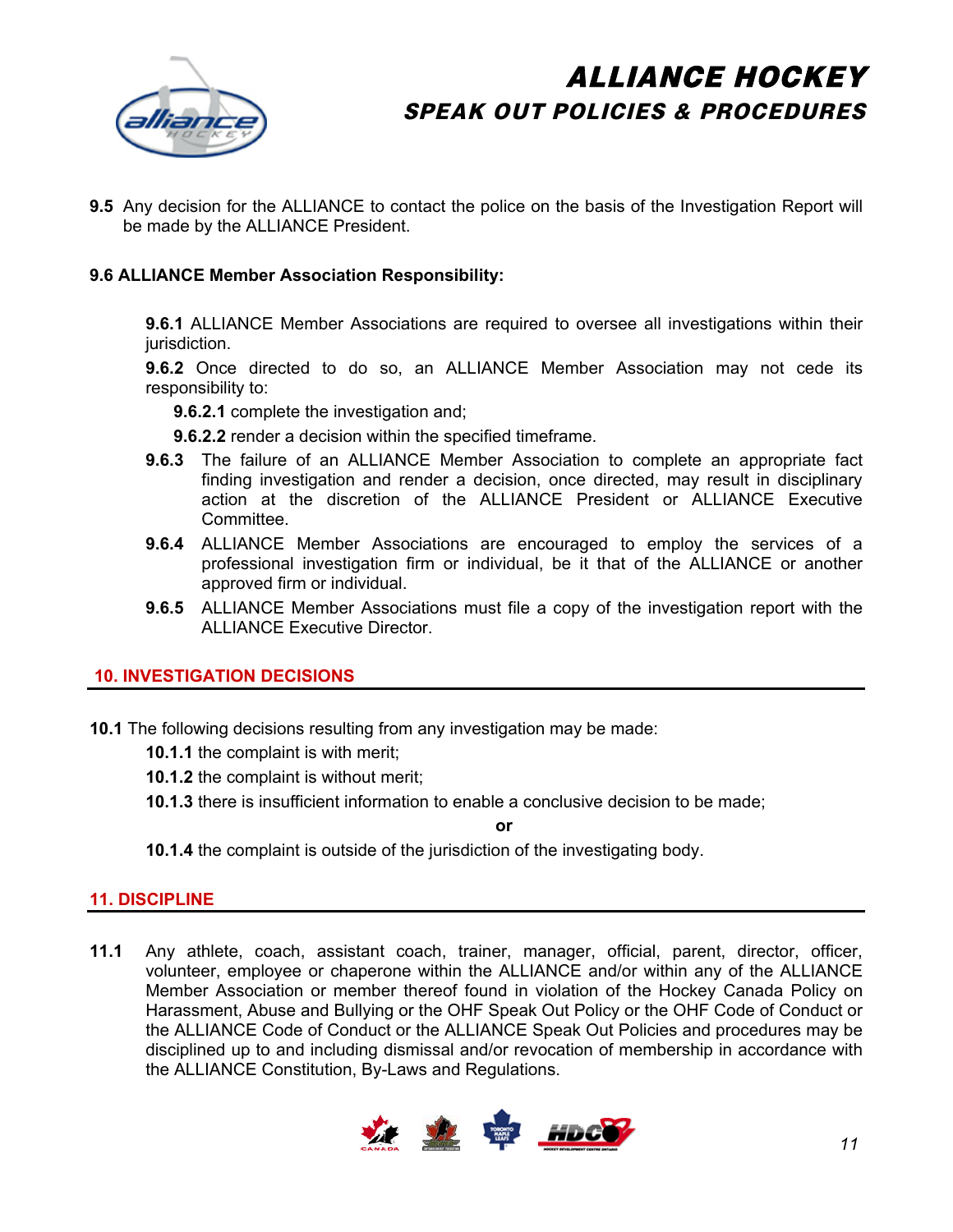**9.5** Any decision for the ALLIANCE to contact the police on the basis of the Investigation Report will be made by the ALLIANCE President.

**9.6 ALLIANCE Member Association Responsibility:**

**9.6.1** ALLIANCE Member Associations are required to oversee all investigations within their jurisdiction.

**9.6.2** Once directed to do so, an ALLIANCE Member Association may not cede its responsibility to:

**9.6.2.1** complete the investigation and;

**9.6.2.2** render a decision within the specified timeframe.

**9.6.3** The failure of an ALLIANCE Member Association to complete an appropriate fact finding investigation and render a decision, once directed, may result in disciplinary action at the discretion of the ALLIANCE President or ALLIANCE Executive Committee.

**9.6.4** ALLIANCE Member Associations are encouraged to employ the services of a professional investigation firm or individual, be it that of the ALLIANCE or another approved firm or individual.

**9.6.5** ALLIANCE Member Associations must file a copy of the investigation report with the ALLIANCE Executive Director.

## 10. INVESTIGATION DECISIONS

**10.1** The following decisions resulting from any investigation may be made:

**10.1.1** the complaint is with merit;

**10.1.2** the complaint is without merit;

**10.1.3** there is insufficient information to enable a conclusive decision to be made;

**or**

**10.1.4** the complaint is outside of the jurisdiction of the investigating body.

## 11. DISCIPLINE

**11.1** Any athlete, coach, assistant coach, trainer, manager, official, parent, director, officer, volunteer, employee or chaperone within the ALLIANCE and/or within any of the ALLIANCE Member Association or member thereof found in violation of the Hockey Canada Policy on Harassment, Abuse and Bullying or the OHF Speak Out Policy or the OHF Code of Conduct or the ALLIANCE Code of Conduct or the ALLIANCE Speak Out Policies and procedures may be disciplined up to and including dismissal and/or revocation of membership in accordance with the ALLIANCE Constitution, By-Laws and Regulations.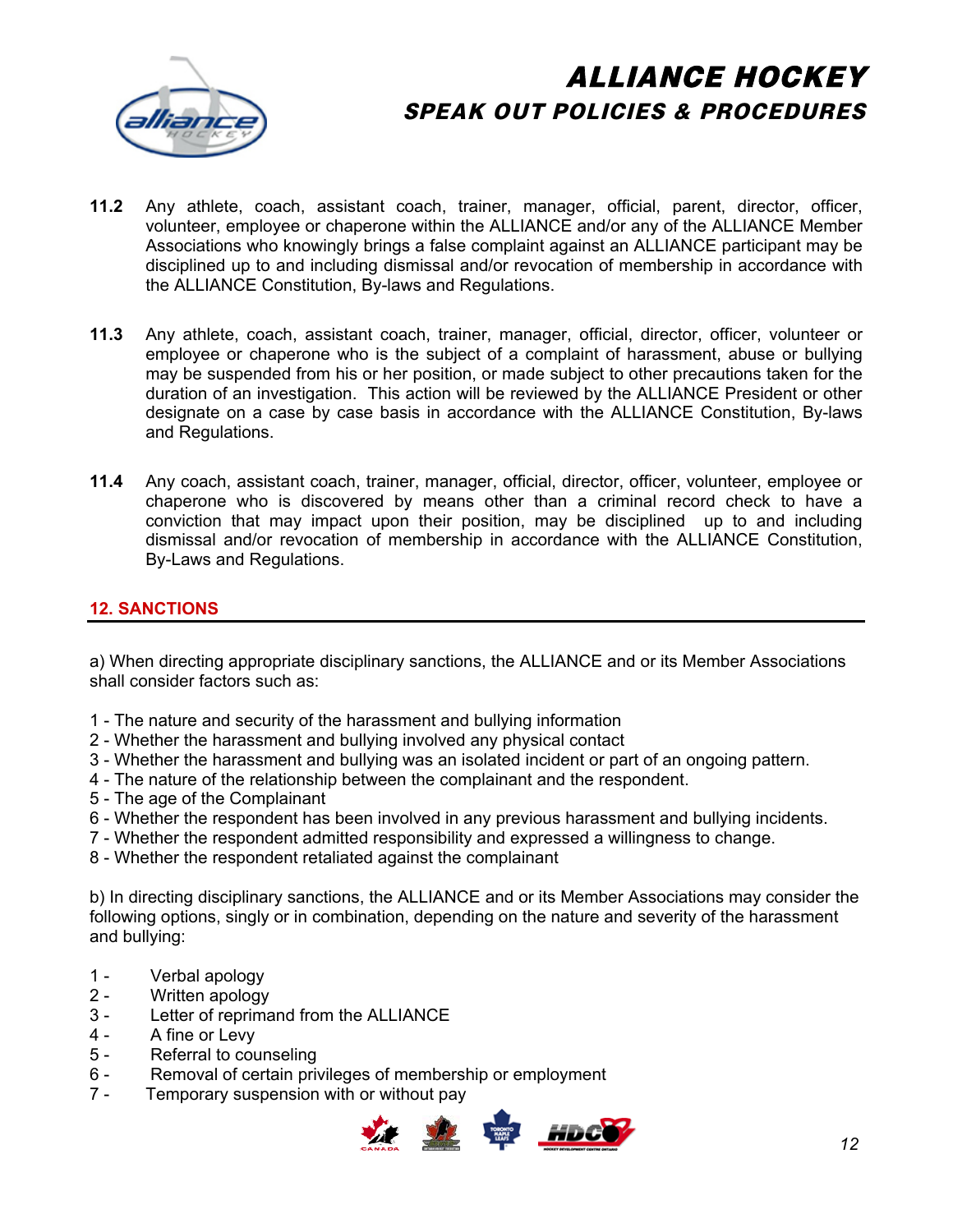**11.2** Any athlete, coach, assistant coach, trainer, manager, official, parent, director, officer, volunteer, employee or chaperone within the ALLIANCE and/or any of the ALLIANCE Member Associations who knowingly brings a false complaint against an ALLIANCE participant may be disciplined up to and including dismissal and/or revocation of membership in accordance with the ALLIANCE Constitution, By-laws and Regulations.

**11.3** Any athlete, coach, assistant coach, trainer, manager, official, director, officer, volunteer or employee or chaperone who is the subject of a complaint of harassment, abuse or bullying may be suspended from his or her position, or made subject to other precautions taken for the duration of an investigation. This action will be reviewed by the ALLIANCE President or other designate on a case by case basis in accordance with the ALLIANCE Constitution, By-laws and Regulations.

**11.4** Any coach, assistant coach, trainer, manager, official, director, officer, volunteer, employee or chaperone who is discovered by means other than a criminal record check to have a conviction that may impact upon their position, may be disciplined up to and including dismissal and/or revocation of membership in accordance with the ALLIANCE Constitution, By-Laws and Regulations.

## 12. SANCTIONS

a) When directing appropriate disciplinary sanctions, the ALLIANCE and or its Member Associations shall consider factors such as:

1 - The nature and security of the harassment and bullying information
2 - Whether the harassment and bullying involved any physical contact
3 - Whether the harassment and bullying was an isolated incident or part of an ongoing pattern.
4 - The nature of the relationship between the complainant and the respondent.
5 - The age of the Complainant
6 - Whether the respondent has been involved in any previous harassment and bullying incidents.
7 - Whether the respondent admitted responsibility and expressed a willingness to change.
8 - Whether the respondent retaliated against the complainant

b) In directing disciplinary sanctions, the ALLIANCE and or its Member Associations may consider the following options, singly or in combination, depending on the nature and severity of the harassment and bullying:

1 - Verbal apology
2 - Written apology
3 - Letter of reprimand from the ALLIANCE
4 - A fine or Levy
5 - Referral to counseling
6 - Removal of certain privileges of membership or employment
7 - Temporary suspension with or without pay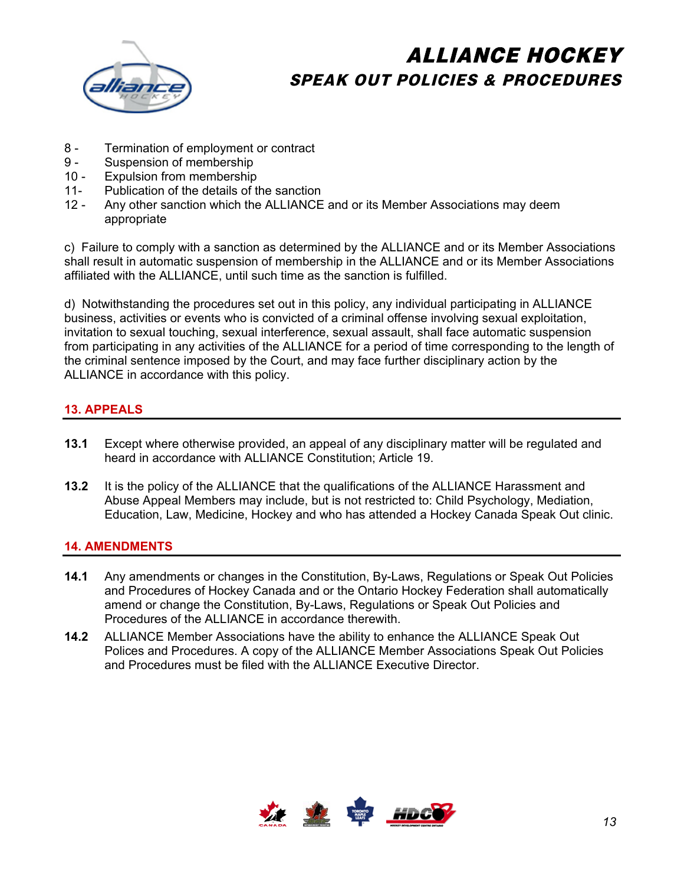8 - Termination of employment or contract
9 - Suspension of membership
10 - Expulsion from membership
11- Publication of the details of the sanction
12 - Any other sanction which the ALLIANCE and or its Member Associations may deem appropriate

c) Failure to comply with a sanction as determined by the ALLIANCE and or its Member Associations shall result in automatic suspension of membership in the ALLIANCE and or its Member Associations affiliated with the ALLIANCE, until such time as the sanction is fulfilled.

d) Notwithstanding the procedures set out in this policy, any individual participating in ALLIANCE business, activities or events who is convicted of a criminal offense involving sexual exploitation, invitation to sexual touching, sexual interference, sexual assault, shall face automatic suspension from participating in any activities of the ALLIANCE for a period of time corresponding to the length of the criminal sentence imposed by the Court, and may face further disciplinary action by the ALLIANCE in accordance with this policy.

## 13. APPEALS

**13.1** Except where otherwise provided, an appeal of any disciplinary matter will be regulated and heard in accordance with ALLIANCE Constitution; Article 19.

**13.2** It is the policy of the ALLIANCE that the qualifications of the ALLIANCE Harassment and Abuse Appeal Members may include, but is not restricted to: Child Psychology, Mediation, Education, Law, Medicine, Hockey and who has attended a Hockey Canada Speak Out clinic.

## 14. AMENDMENTS

**14.1** Any amendments or changes in the Constitution, By-Laws, Regulations or Speak Out Policies and Procedures of Hockey Canada and or the Ontario Hockey Federation shall automatically amend or change the Constitution, By-Laws, Regulations or Speak Out Policies and Procedures of the ALLIANCE in accordance therewith.

**14.2** ALLIANCE Member Associations have the ability to enhance the ALLIANCE Speak Out Polices and Procedures. A copy of the ALLIANCE Member Associations Speak Out Policies and Procedures must be filed with the ALLIANCE Executive Director.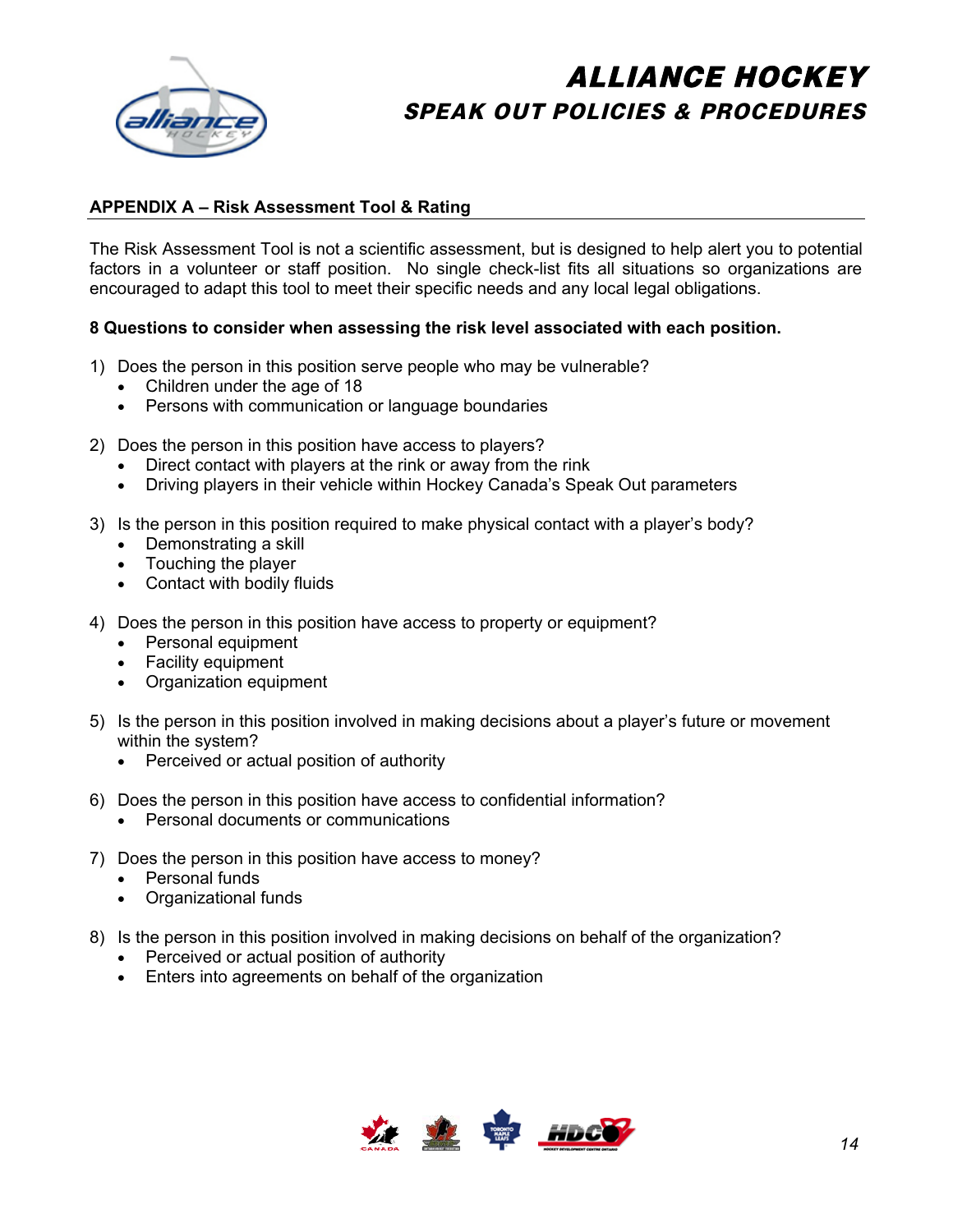## APPENDIX A – Risk Assessment Tool & Rating

The Risk Assessment Tool is not a scientific assessment, but is designed to help alert you to potential factors in a volunteer or staff position. No single check-list fits all situations so organizations are encouraged to adapt this tool to meet their specific needs and any local legal obligations.

**8 Questions to consider when assessing the risk level associated with each position.**

1) Does the person in this position serve people who may be vulnerable?
   - Children under the age of 18
   - Persons with communication or language boundaries

2) Does the person in this position have access to players?
   - Direct contact with players at the rink or away from the rink
   - Driving players in their vehicle within Hockey Canada's Speak Out parameters

3) Is the person in this position required to make physical contact with a player's body?
   - Demonstrating a skill
   - Touching the player
   - Contact with bodily fluids

4) Does the person in this position have access to property or equipment?
   - Personal equipment
   - Facility equipment
   - Organization equipment

5) Is the person in this position involved in making decisions about a player's future or movement within the system?
   - Perceived or actual position of authority

6) Does the person in this position have access to confidential information?
   - Personal documents or communications

7) Does the person in this position have access to money?
   - Personal funds
   - Organizational funds

8) Is the person in this position involved in making decisions on behalf of the organization?
   - Perceived or actual position of authority
   - Enters into agreements on behalf of the organization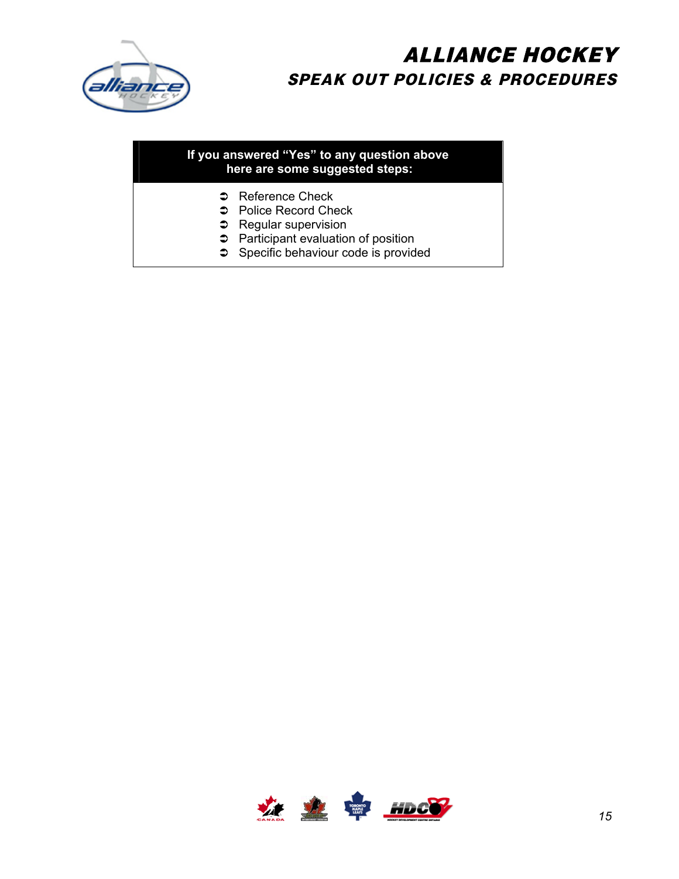| If you answered “Yes” to any question above here are some suggested steps: |
| --- |
| ➲ Reference Check<br>➲ Police Record Check<br>➲ Regular supervision<br>➲ Participant evaluation of position<br>➲ Specific behaviour code is provided |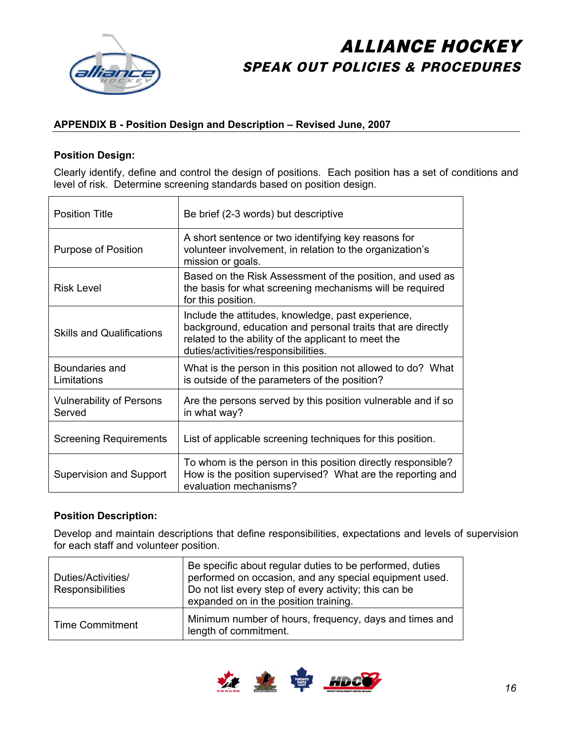## APPENDIX B - Position Design and Description – Revised June, 2007

### Position Design:

Clearly identify, define and control the design of positions. Each position has a set of conditions and level of risk. Determine screening standards based on position design.

| | |
|---|---|
| Position Title | Be brief (2-3 words) but descriptive |
| Purpose of Position | A short sentence or two identifying key reasons for volunteer involvement, in relation to the organization's mission or goals. |
| Risk Level | Based on the Risk Assessment of the position, and used as the basis for what screening mechanisms will be required for this position. |
| Skills and Qualifications | Include the attitudes, knowledge, past experience, background, education and personal traits that are directly related to the ability of the applicant to meet the duties/activities/responsibilities. |
| Boundaries and Limitations | What is the person in this position not allowed to do? What is outside of the parameters of the position? |
| Vulnerability of Persons Served | Are the persons served by this position vulnerable and if so in what way? |
| Screening Requirements | List of applicable screening techniques for this position. |
| Supervision and Support | To whom is the person in this position directly responsible? How is the position supervised? What are the reporting and evaluation mechanisms? |

### Position Description:

Develop and maintain descriptions that define responsibilities, expectations and levels of supervision for each staff and volunteer position.

| | |
|---|---|
| Duties/Activities/ Responsibilities | Be specific about regular duties to be performed, duties performed on occasion, and any special equipment used. Do not list every step of every activity; this can be expanded on in the position training. |
| Time Commitment | Minimum number of hours, frequency, days and times and length of commitment. |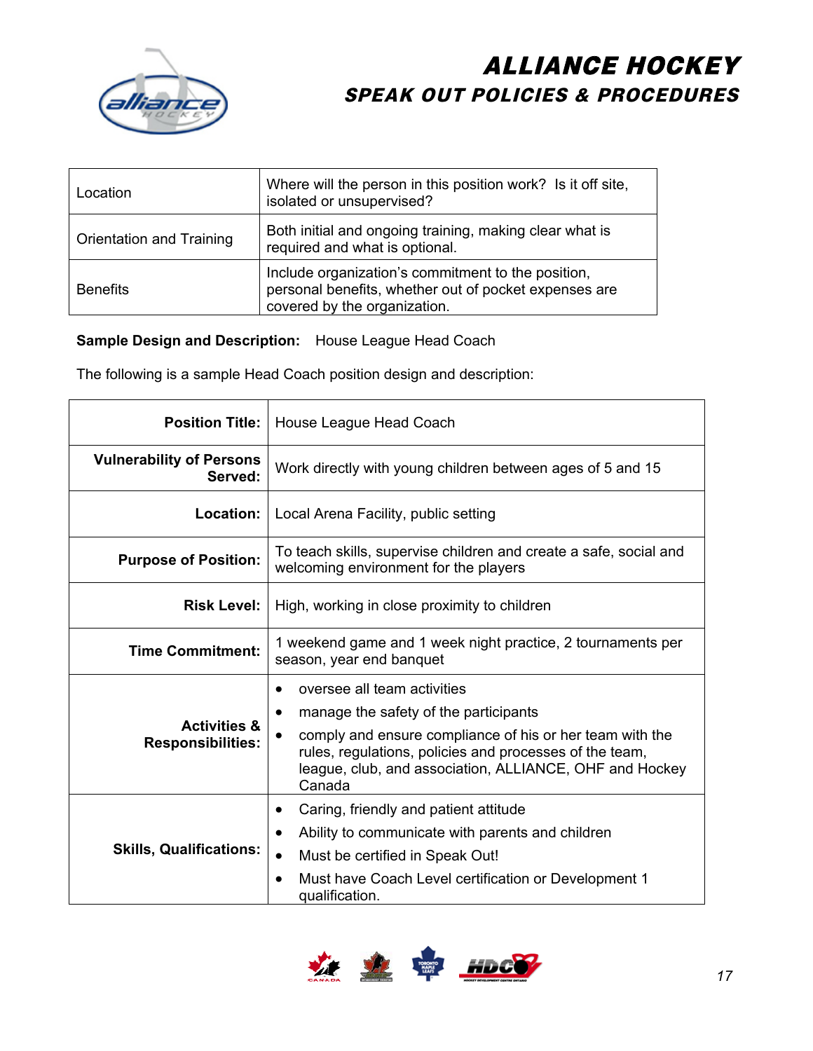| | |
|---|---|
| Location | Where will the person in this position work? Is it off site, isolated or unsupervised? |
| Orientation and Training | Both initial and ongoing training, making clear what is required and what is optional. |
| Benefits | Include organization's commitment to the position, personal benefits, whether out of pocket expenses are covered by the organization. |

**Sample Design and Description:** House League Head Coach

The following is a sample Head Coach position design and description:

| | |
|---|---|
| **Position Title:** | House League Head Coach |
| **Vulnerability of Persons Served:** | Work directly with young children between ages of 5 and 15 |
| **Location:** | Local Arena Facility, public setting |
| **Purpose of Position:** | To teach skills, supervise children and create a safe, social and welcoming environment for the players |
| **Risk Level:** | High, working in close proximity to children |
| **Time Commitment:** | 1 weekend game and 1 week night practice, 2 tournaments per season, year end banquet |
| **Activities & Responsibilities:** | • oversee all team activities<br>• manage the safety of the participants<br>• comply and ensure compliance of his or her team with the rules, regulations, policies and processes of the team, league, club, and association, ALLIANCE, OHF and Hockey Canada |
| **Skills, Qualifications:** | • Caring, friendly and patient attitude<br>• Ability to communicate with parents and children<br>• Must be certified in Speak Out!<br>• Must have Coach Level certification or Development 1 qualification. |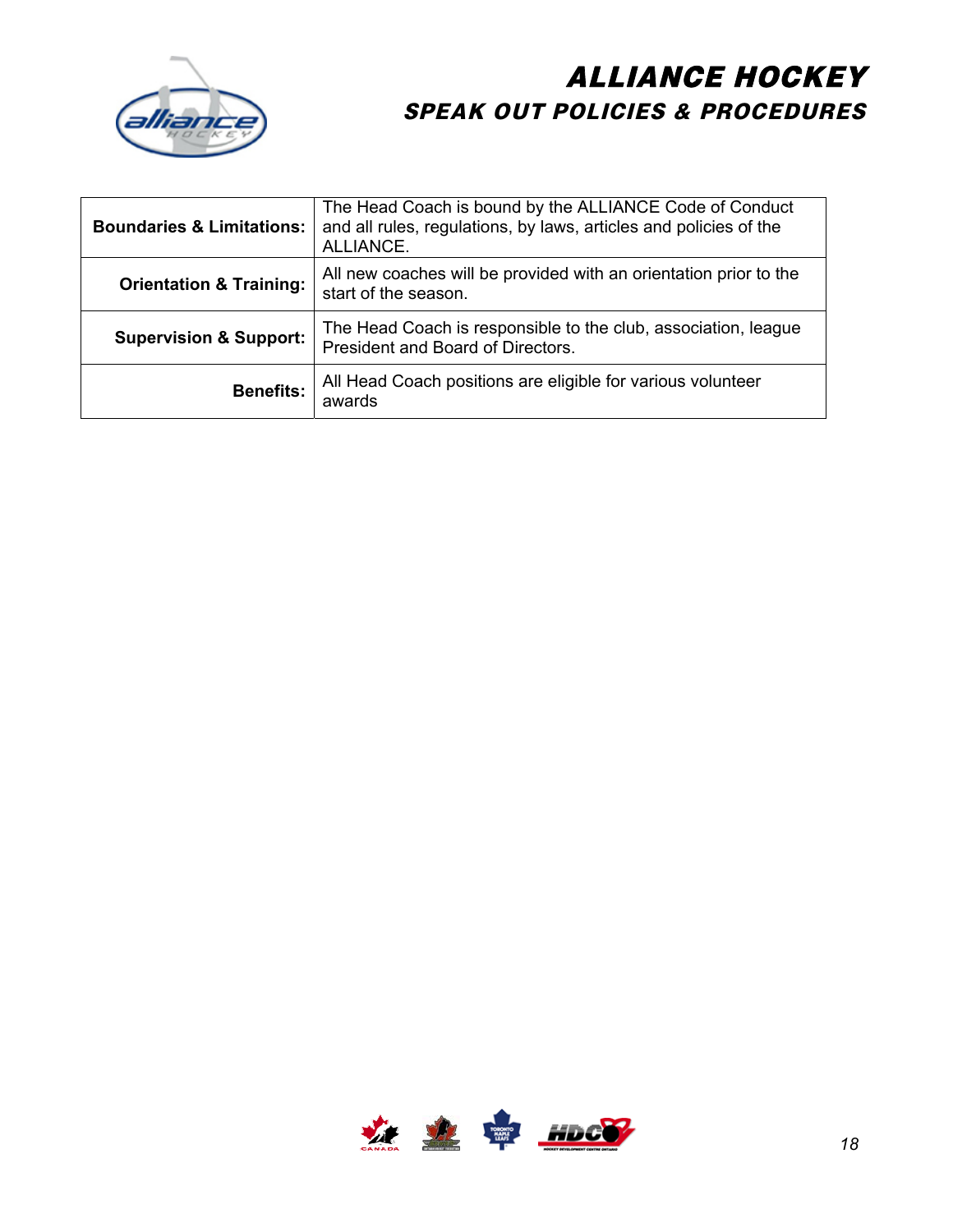| | |
|---|---|
| **Boundaries & Limitations:** | The Head Coach is bound by the ALLIANCE Code of Conduct and all rules, regulations, by laws, articles and policies of the ALLIANCE. |
| **Orientation & Training:** | All new coaches will be provided with an orientation prior to the start of the season. |
| **Supervision & Support:** | The Head Coach is responsible to the club, association, league President and Board of Directors. |
| **Benefits:** | All Head Coach positions are eligible for various volunteer awards |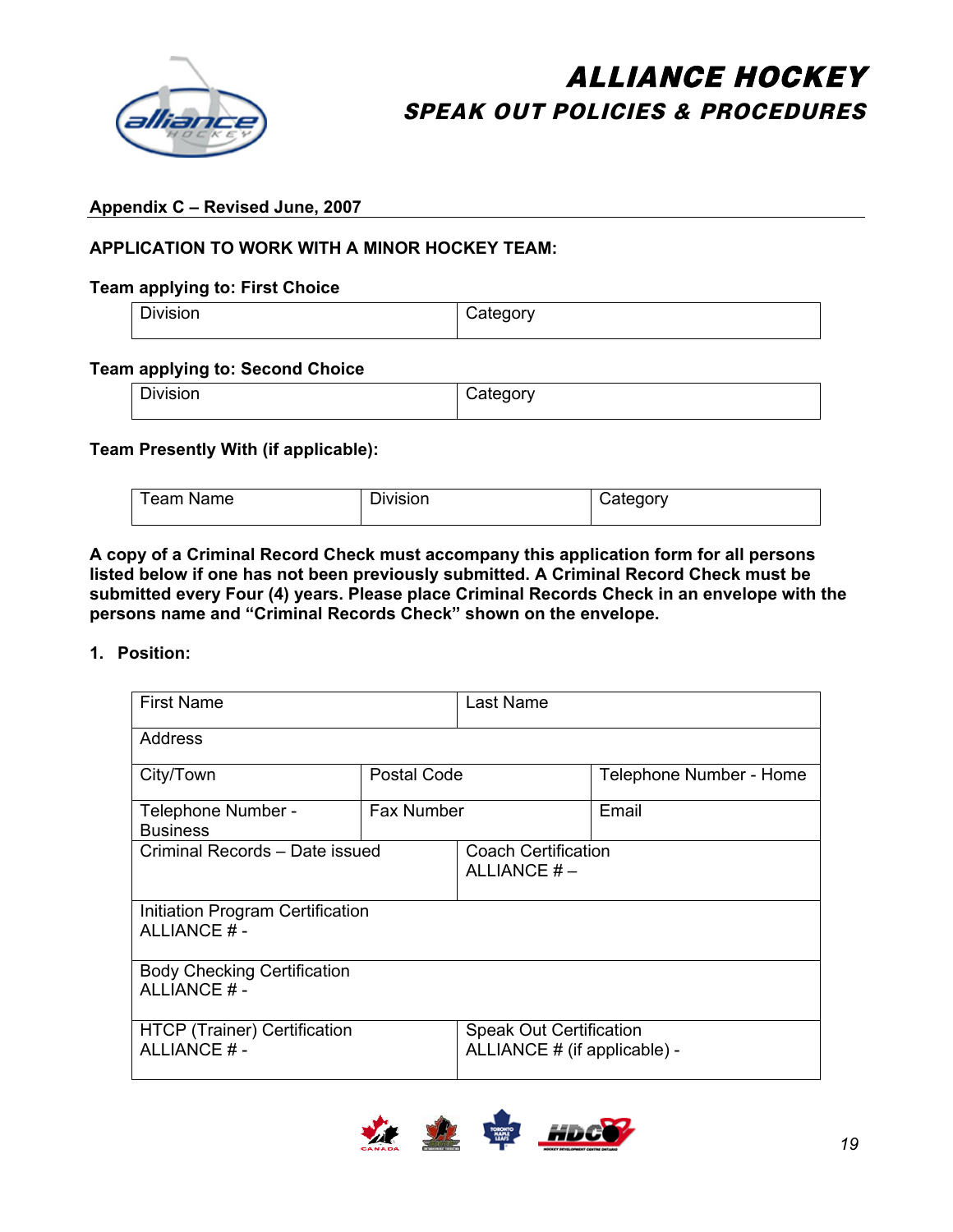**Appendix C – Revised June, 2007**

**APPLICATION TO WORK WITH A MINOR HOCKEY TEAM:**

**Team applying to: First Choice**

| Division | Category |
|---|---|

**Team applying to: Second Choice**

| Division | Category |
|---|---|

**Team Presently With (if applicable):**

| Team Name | Division | Category |
|---|---|---|

**A copy of a Criminal Record Check must accompany this application form for all persons listed below if one has not been previously submitted. A Criminal Record Check must be submitted every Four (4) years. Please place Criminal Records Check in an envelope with the persons name and "Criminal Records Check" shown on the envelope.**

**1. Position:**

| First Name | | Last Name |
|---|---|---|
| Address | | |
| City/Town | Postal Code | Telephone Number - Home |
| Telephone Number - Business | Fax Number | Email |
| Criminal Records – Date issued | | Coach Certification ALLIANCE # – |
| Initiation Program Certification ALLIANCE # - | | |
| Body Checking Certification ALLIANCE # - | | |
| HTCP (Trainer) Certification ALLIANCE # - | | Speak Out Certification ALLIANCE # (if applicable) - |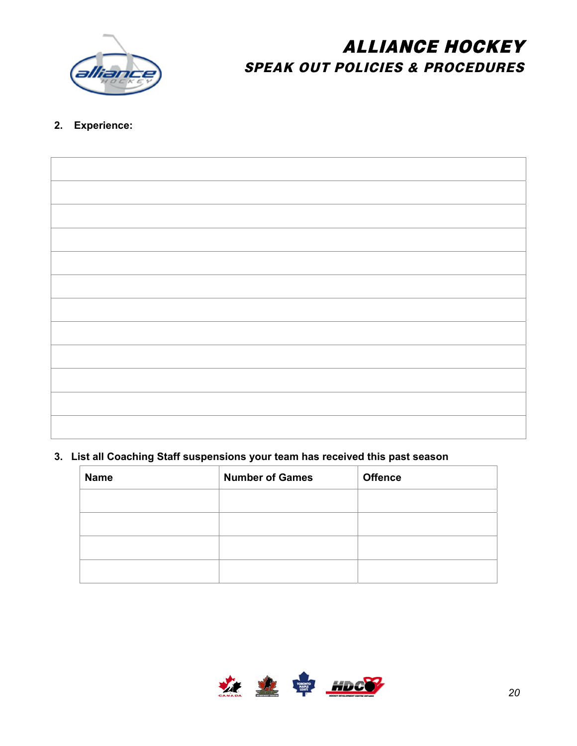2. **Experience:**

| |
|---|
| |
| |
| |
| |
| |
| |
| |
| |
| |
| |
| |

3. **List all Coaching Staff suspensions your team has received this past season**

| Name | Number of Games | Offence |
|---|---|---|
| | | |
| | | |
| | | |
| | | |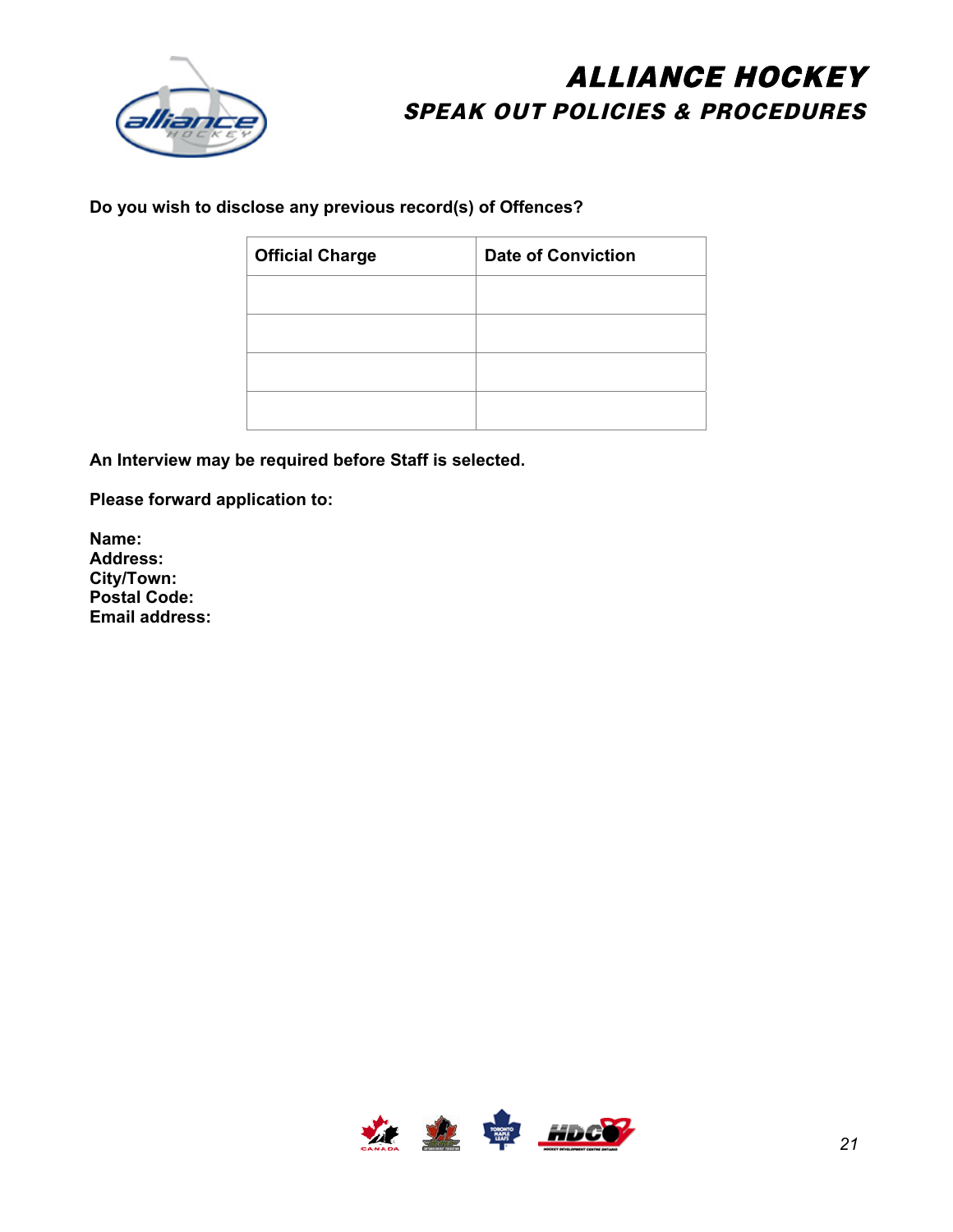**Do you wish to disclose any previous record(s) of Offences?**

| Official Charge | Date of Conviction |
|---|---|
| | |
| | |
| | |
| | |

**An Interview may be required before Staff is selected.**

**Please forward application to:**

**Name:**
**Address:**
**City/Town:**
**Postal Code:**
**Email address:**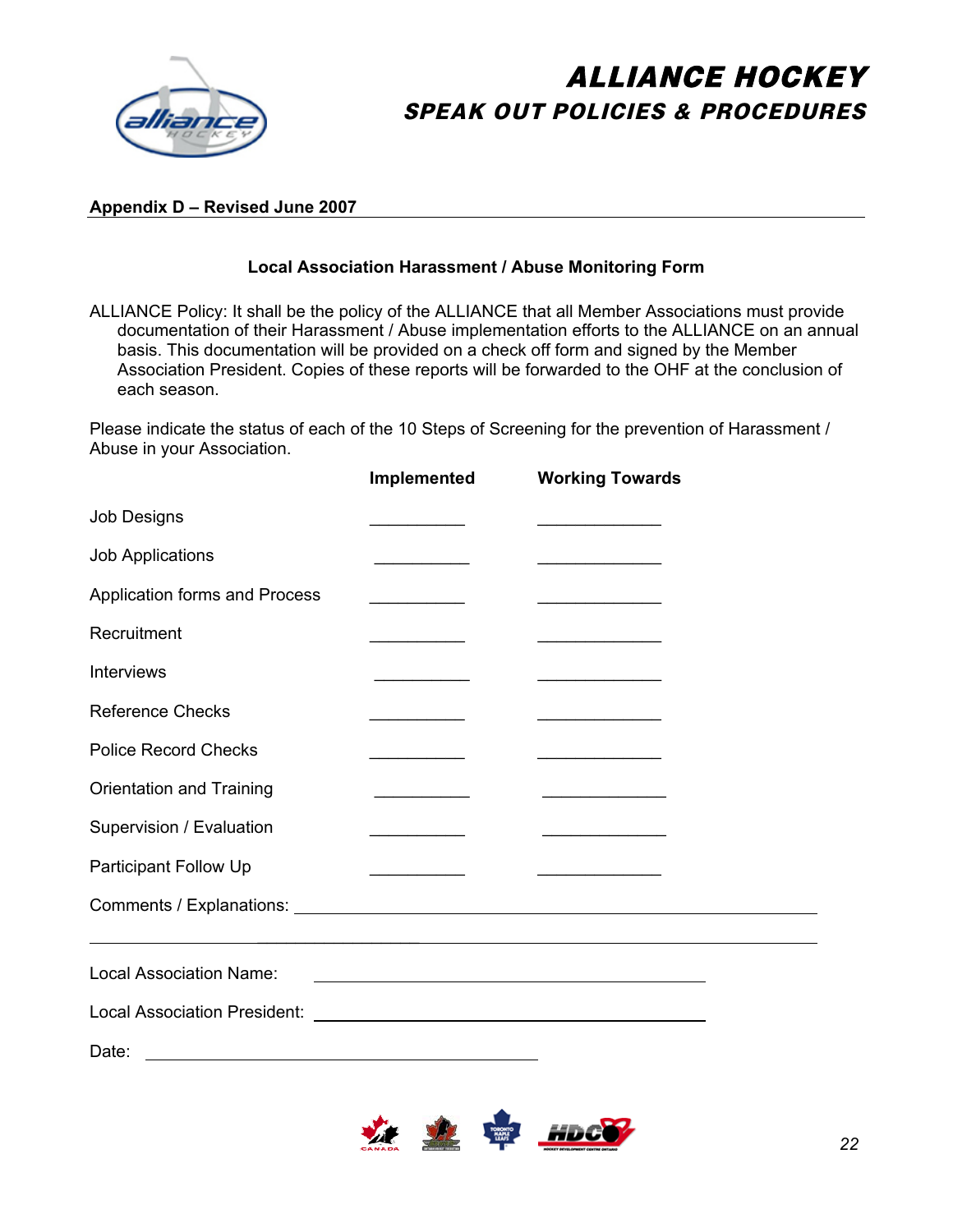**Appendix D – Revised June 2007**

### Local Association Harassment / Abuse Monitoring Form

ALLIANCE Policy: It shall be the policy of the ALLIANCE that all Member Associations must provide documentation of their Harassment / Abuse implementation efforts to the ALLIANCE on an annual basis. This documentation will be provided on a check off form and signed by the Member Association President. Copies of these reports will be forwarded to the OHF at the conclusion of each season.

Please indicate the status of each of the 10 Steps of Screening for the prevention of Harassment / Abuse in your Association.

| | Implemented | Working Towards |
|---|---|---|
| Job Designs | __________ | _____________ |
| Job Applications | __________ | _____________ |
| Application forms and Process | __________ | _____________ |
| Recruitment | __________ | _____________ |
| Interviews | __________ | _____________ |
| Reference Checks | __________ | _____________ |
| Police Record Checks | __________ | _____________ |
| Orientation and Training | __________ | _____________ |
| Supervision / Evaluation | __________ | _____________ |
| Participant Follow Up | __________ | _____________ |

Comments / Explanations: ____________________________________________________________

______________________________________________________________________________

Local Association Name: __________________________________________

Local Association President: __________________________________________

Date: ____________________________________________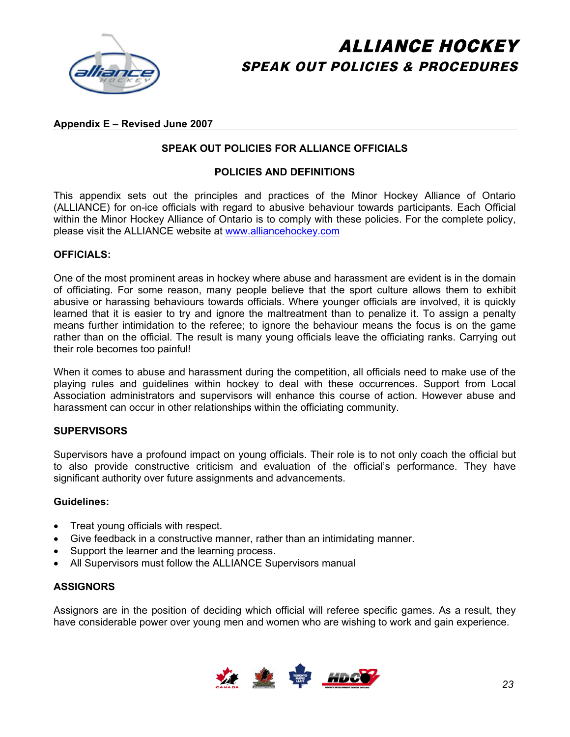**Appendix E – Revised June 2007**

## SPEAK OUT POLICIES FOR ALLIANCE OFFICIALS

### POLICIES AND DEFINITIONS

This appendix sets out the principles and practices of the Minor Hockey Alliance of Ontario (ALLIANCE) for on-ice officials with regard to abusive behaviour towards participants. Each Official within the Minor Hockey Alliance of Ontario is to comply with these policies. For the complete policy, please visit the ALLIANCE website at www.alliancehockey.com

### OFFICIALS:

One of the most prominent areas in hockey where abuse and harassment are evident is in the domain of officiating. For some reason, many people believe that the sport culture allows them to exhibit abusive or harassing behaviours towards officials. Where younger officials are involved, it is quickly learned that it is easier to try and ignore the maltreatment than to penalize it. To assign a penalty means further intimidation to the referee; to ignore the behaviour means the focus is on the game rather than on the official. The result is many young officials leave the officiating ranks. Carrying out their role becomes too painful!

When it comes to abuse and harassment during the competition, all officials need to make use of the playing rules and guidelines within hockey to deal with these occurrences. Support from Local Association administrators and supervisors will enhance this course of action. However abuse and harassment can occur in other relationships within the officiating community.

### SUPERVISORS

Supervisors have a profound impact on young officials. Their role is to not only coach the official but to also provide constructive criticism and evaluation of the official's performance. They have significant authority over future assignments and advancements.

**Guidelines:**

- Treat young officials with respect.
- Give feedback in a constructive manner, rather than an intimidating manner.
- Support the learner and the learning process.
- All Supervisors must follow the ALLIANCE Supervisors manual

### ASSIGNORS

Assignors are in the position of deciding which official will referee specific games. As a result, they have considerable power over young men and women who are wishing to work and gain experience.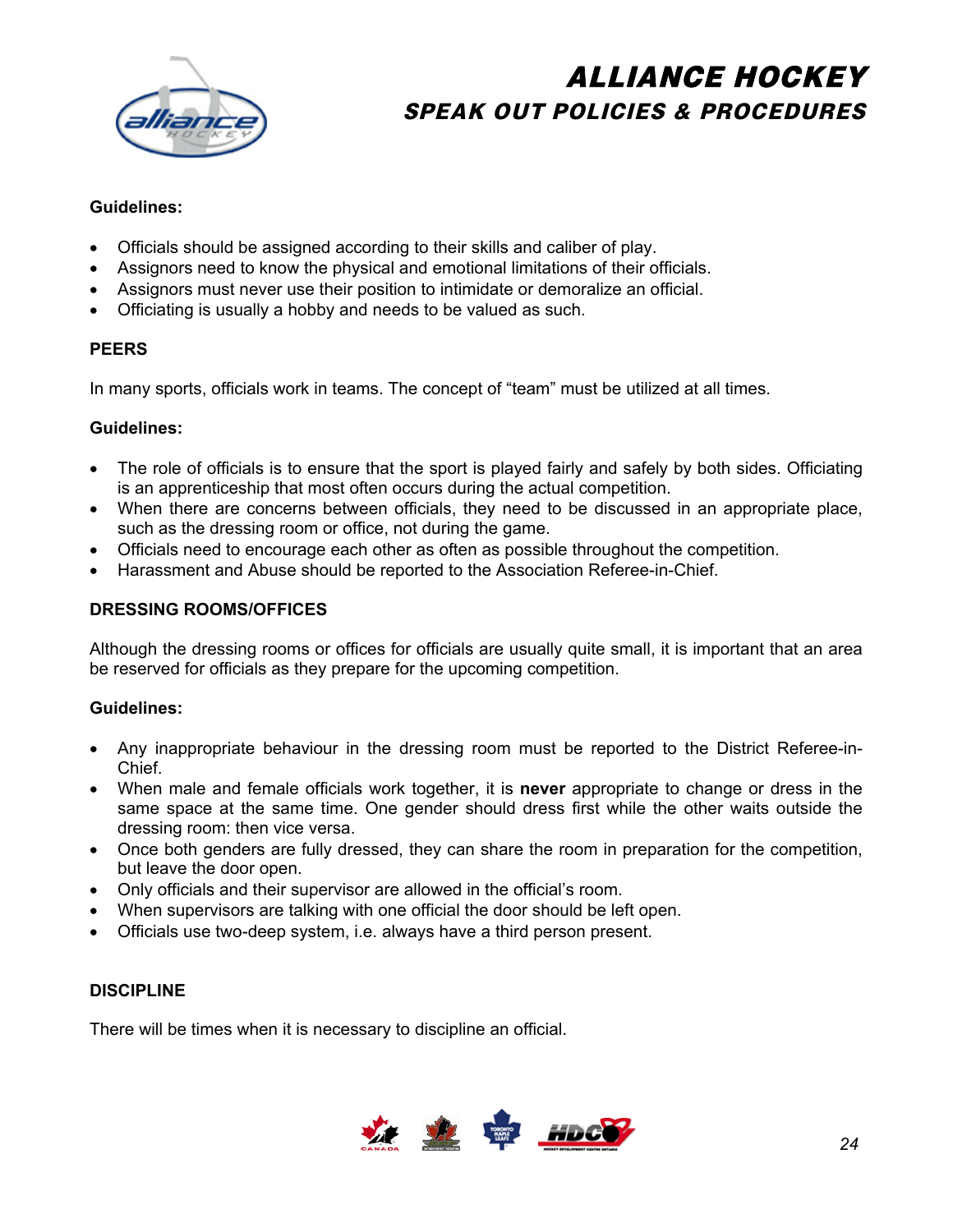**Guidelines:**

- Officials should be assigned according to their skills and caliber of play.
- Assignors need to know the physical and emotional limitations of their officials.
- Assignors must never use their position to intimidate or demoralize an official.
- Officiating is usually a hobby and needs to be valued as such.

## PEERS

In many sports, officials work in teams. The concept of "team" must be utilized at all times.

**Guidelines:**

- The role of officials is to ensure that the sport is played fairly and safely by both sides. Officiating is an apprenticeship that most often occurs during the actual competition.
- When there are concerns between officials, they need to be discussed in an appropriate place, such as the dressing room or office, not during the game.
- Officials need to encourage each other as often as possible throughout the competition.
- Harassment and Abuse should be reported to the Association Referee-in-Chief.

## DRESSING ROOMS/OFFICES

Although the dressing rooms or offices for officials are usually quite small, it is important that an area be reserved for officials as they prepare for the upcoming competition.

**Guidelines:**

- Any inappropriate behaviour in the dressing room must be reported to the District Referee-in-Chief.
- When male and female officials work together, it is **never** appropriate to change or dress in the same space at the same time. One gender should dress first while the other waits outside the dressing room: then vice versa.
- Once both genders are fully dressed, they can share the room in preparation for the competition, but leave the door open.
- Only officials and their supervisor are allowed in the official's room.
- When supervisors are talking with one official the door should be left open.
- Officials use two-deep system, i.e. always have a third person present.

## DISCIPLINE

There will be times when it is necessary to discipline an official.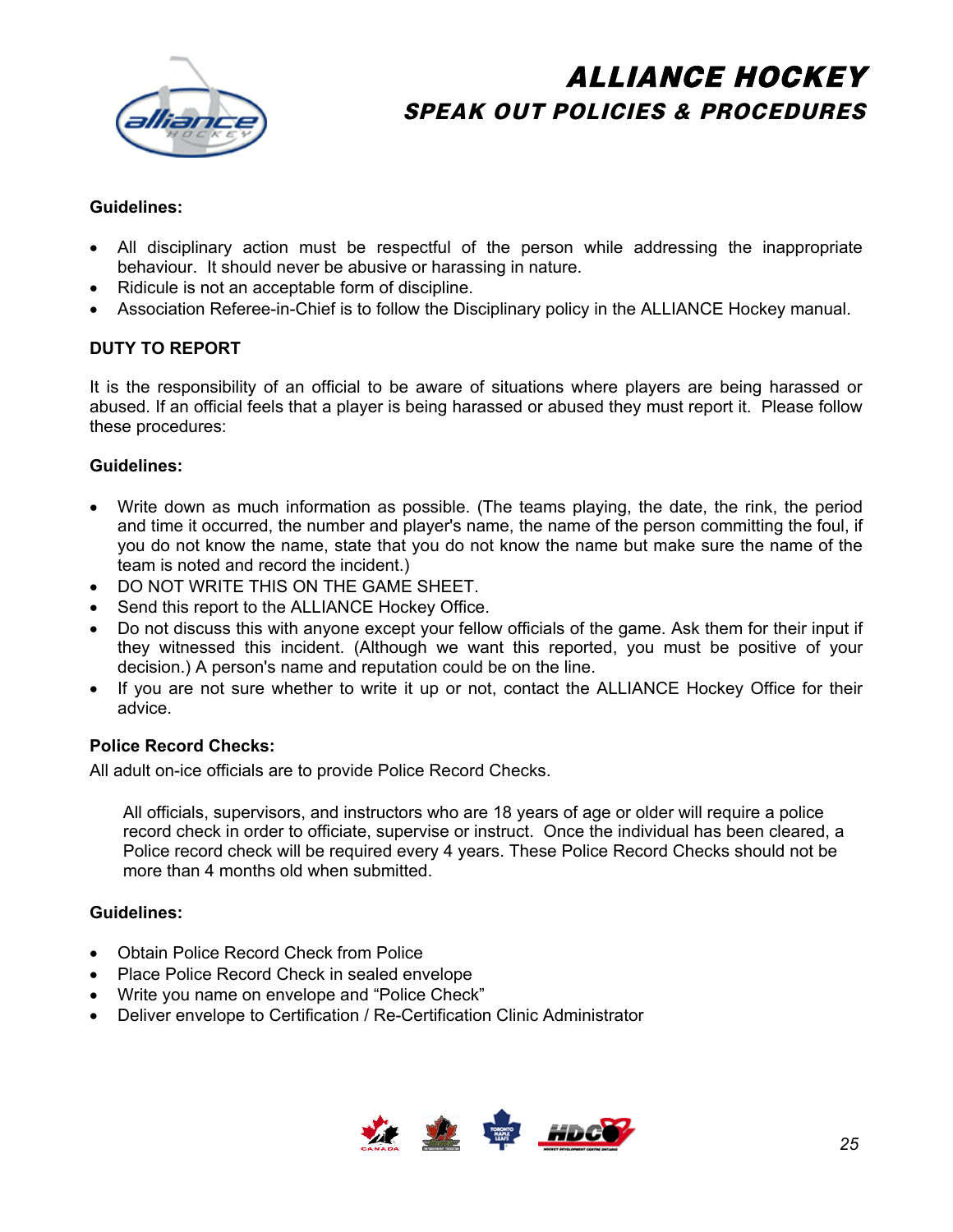**Guidelines:**

- All disciplinary action must be respectful of the person while addressing the inappropriate behaviour. It should never be abusive or harassing in nature.
- Ridicule is not an acceptable form of discipline.
- Association Referee-in-Chief is to follow the Disciplinary policy in the ALLIANCE Hockey manual.

**DUTY TO REPORT**

It is the responsibility of an official to be aware of situations where players are being harassed or abused. If an official feels that a player is being harassed or abused they must report it. Please follow these procedures:

**Guidelines:**

- Write down as much information as possible. (The teams playing, the date, the rink, the period and time it occurred, the number and player's name, the name of the person committing the foul, if you do not know the name, state that you do not know the name but make sure the name of the team is noted and record the incident.)
- DO NOT WRITE THIS ON THE GAME SHEET.
- Send this report to the ALLIANCE Hockey Office.
- Do not discuss this with anyone except your fellow officials of the game. Ask them for their input if they witnessed this incident. (Although we want this reported, you must be positive of your decision.) A person's name and reputation could be on the line.
- If you are not sure whether to write it up or not, contact the ALLIANCE Hockey Office for their advice.

**Police Record Checks:**

All adult on-ice officials are to provide Police Record Checks.

All officials, supervisors, and instructors who are 18 years of age or older will require a police record check in order to officiate, supervise or instruct. Once the individual has been cleared, a Police record check will be required every 4 years. These Police Record Checks should not be more than 4 months old when submitted.

**Guidelines:**

- Obtain Police Record Check from Police
- Place Police Record Check in sealed envelope
- Write you name on envelope and "Police Check"
- Deliver envelope to Certification / Re-Certification Clinic Administrator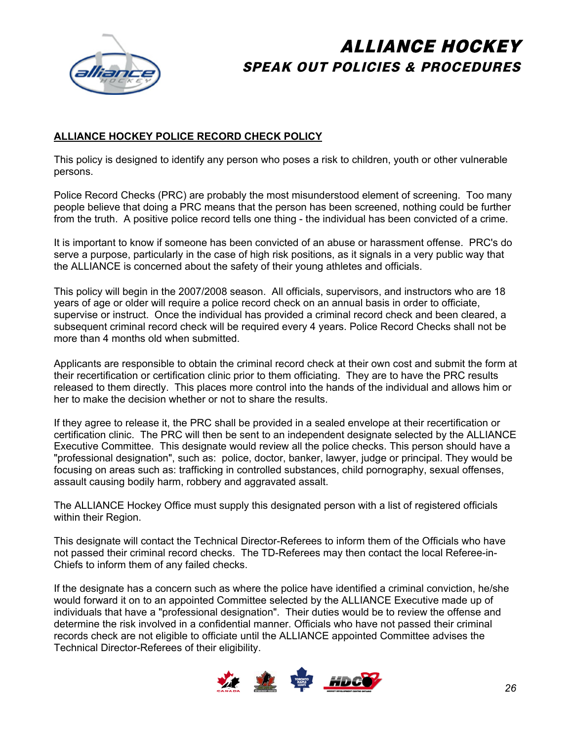## ALLIANCE HOCKEY POLICE RECORD CHECK POLICY

This policy is designed to identify any person who poses a risk to children, youth or other vulnerable persons.

Police Record Checks (PRC) are probably the most misunderstood element of screening. Too many people believe that doing a PRC means that the person has been screened, nothing could be further from the truth. A positive police record tells one thing - the individual has been convicted of a crime.

It is important to know if someone has been convicted of an abuse or harassment offense. PRC's do serve a purpose, particularly in the case of high risk positions, as it signals in a very public way that the ALLIANCE is concerned about the safety of their young athletes and officials.

This policy will begin in the 2007/2008 season. All officials, supervisors, and instructors who are 18 years of age or older will require a police record check on an annual basis in order to officiate, supervise or instruct. Once the individual has provided a criminal record check and been cleared, a subsequent criminal record check will be required every 4 years. Police Record Checks shall not be more than 4 months old when submitted.

Applicants are responsible to obtain the criminal record check at their own cost and submit the form at their recertification or certification clinic prior to them officiating. They are to have the PRC results released to them directly. This places more control into the hands of the individual and allows him or her to make the decision whether or not to share the results.

If they agree to release it, the PRC shall be provided in a sealed envelope at their recertification or certification clinic. The PRC will then be sent to an independent designate selected by the ALLIANCE Executive Committee. This designate would review all the police checks. This person should have a "professional designation", such as: police, doctor, banker, lawyer, judge or principal. They would be focusing on areas such as: trafficking in controlled substances, child pornography, sexual offenses, assault causing bodily harm, robbery and aggravated assault.

The ALLIANCE Hockey Office must supply this designated person with a list of registered officials within their Region.

This designate will contact the Technical Director-Referees to inform them of the Officials who have not passed their criminal record checks. The TD-Referees may then contact the local Referee-in-Chiefs to inform them of any failed checks.

If the designate has a concern such as where the police have identified a criminal conviction, he/she would forward it on to an appointed Committee selected by the ALLIANCE Executive made up of individuals that have a "professional designation". Their duties would be to review the offense and determine the risk involved in a confidential manner. Officials who have not passed their criminal records check are not eligible to officiate until the ALLIANCE appointed Committee advises the Technical Director-Referees of their eligibility.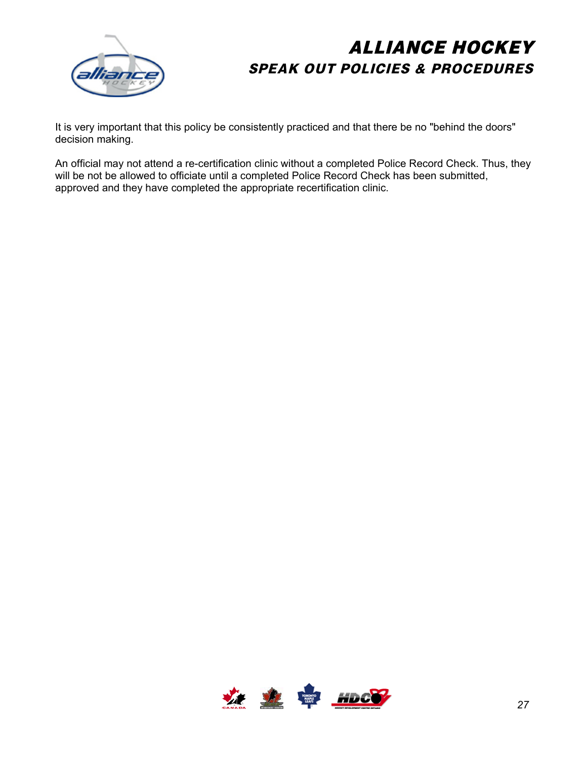It is very important that this policy be consistently practiced and that there be no "behind the doors" decision making.

An official may not attend a re-certification clinic without a completed Police Record Check. Thus, they will be not be allowed to officiate until a completed Police Record Check has been submitted, approved and they have completed the appropriate recertification clinic.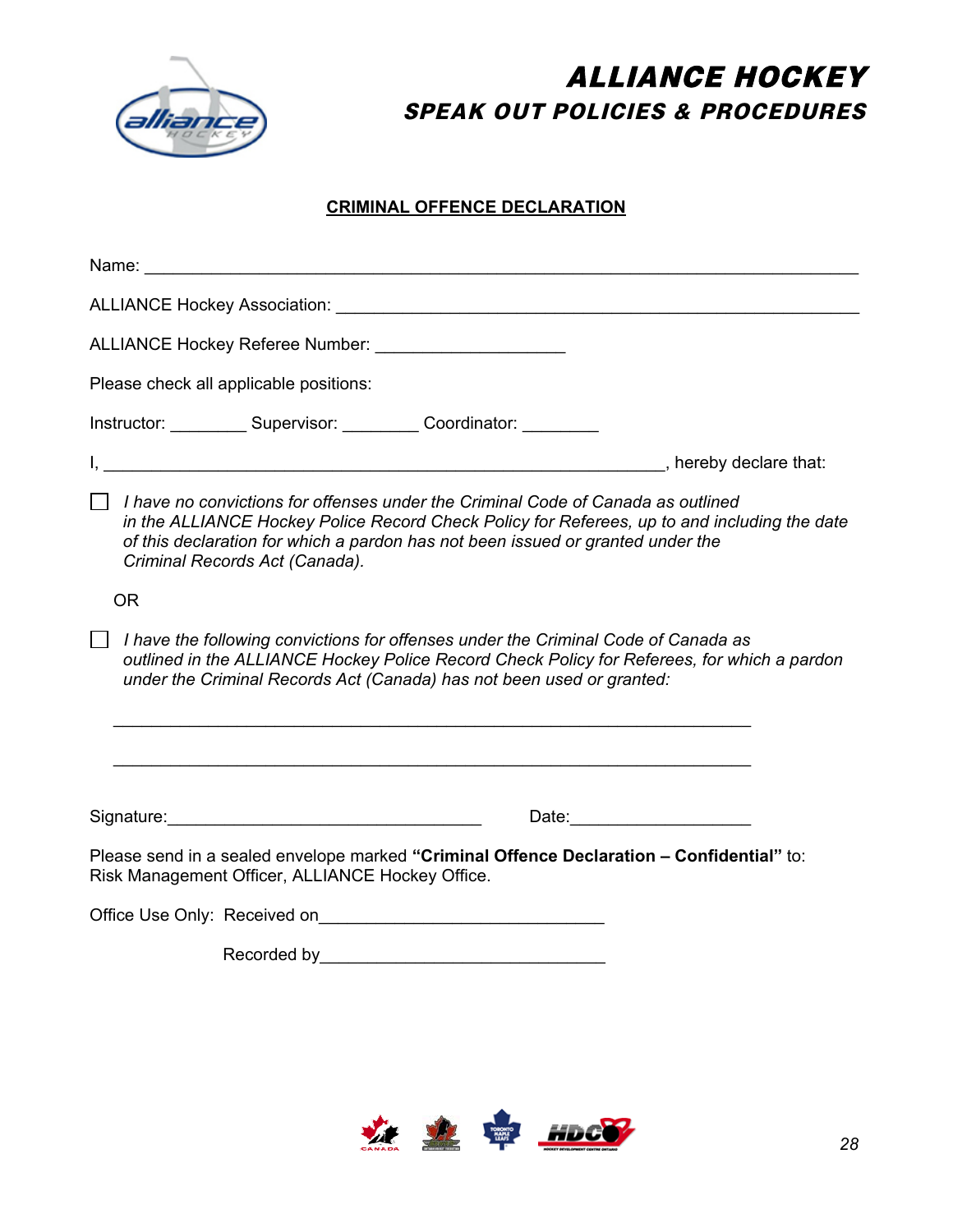**CRIMINAL OFFENCE DECLARATION**

Name: ___________________________________________________________________________

ALLIANCE Hockey Association: ________________________________________________________

ALLIANCE Hockey Referee Number: ____________________

Please check all applicable positions:

Instructor: ________ Supervisor: ________ Coordinator: ________

I, ___________________________________________________________, hereby declare that:

☐ *I have no convictions for offenses under the Criminal Code of Canada as outlined in the ALLIANCE Hockey Police Record Check Policy for Referees, up to and including the date of this declaration for which a pardon has not been issued or granted under the Criminal Records Act (Canada).*

OR

☐ *I have the following convictions for offenses under the Criminal Code of Canada as outlined in the ALLIANCE Hockey Police Record Check Policy for Referees, for which a pardon under the Criminal Records Act (Canada) has not been used or granted:*

____________________________________________________________________

____________________________________________________________________

Signature:________________________________ Date:__________________

Please send in a sealed envelope marked **"Criminal Offence Declaration – Confidential"** to: Risk Management Officer, ALLIANCE Hockey Office.

Office Use Only: Received on______________________________

Recorded by______________________________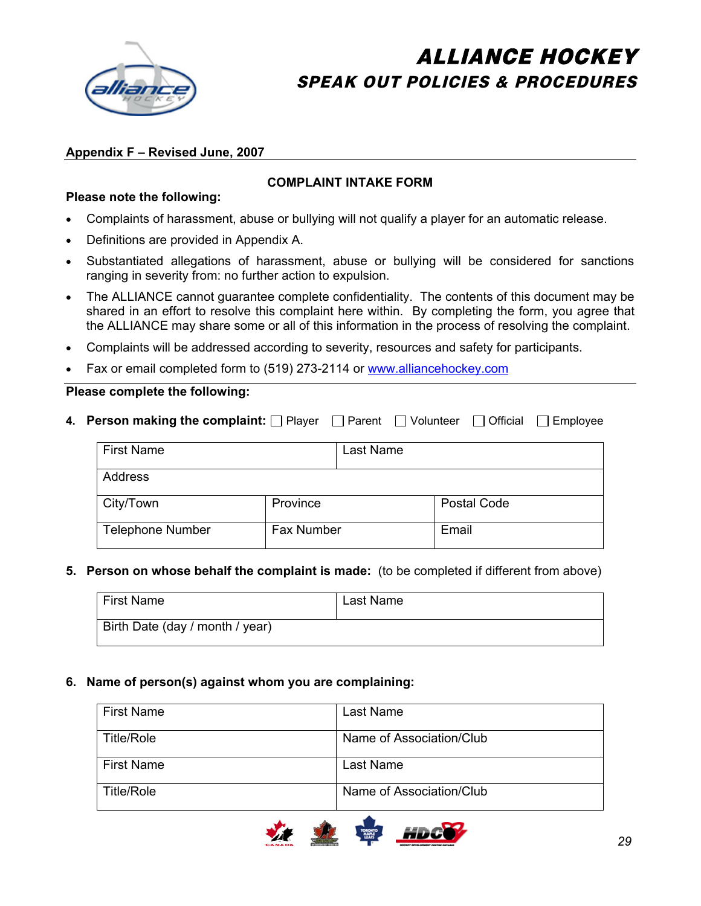# ALLIANCE HOCKEY

## SPEAK OUT POLICIES & PROCEDURES

**Appendix F – Revised June, 2007**

### COMPLAINT INTAKE FORM

**Please note the following:**

- Complaints of harassment, abuse or bullying will not qualify a player for an automatic release.
- Definitions are provided in Appendix A.
- Substantiated allegations of harassment, abuse or bullying will be considered for sanctions ranging in severity from: no further action to expulsion.
- The ALLIANCE cannot guarantee complete confidentiality. The contents of this document may be shared in an effort to resolve this complaint here within. By completing the form, you agree that the ALLIANCE may share some or all of this information in the process of resolving the complaint.
- Complaints will be addressed according to severity, resources and safety for participants.
- Fax or email completed form to (519) 273-2114 or www.alliancehockey.com

**Please complete the following:**

4. **Person making the complaint:** ☐ Player ☐ Parent ☐ Volunteer ☐ Official ☐ Employee

| First Name | | Last Name |
|---|---|---|
| Address | | |
| City/Town | Province | Postal Code |
| Telephone Number | Fax Number | Email |

5. **Person on whose behalf the complaint is made:** (to be completed if different from above)

| First Name | Last Name |
|---|---|
| Birth Date (day / month / year) | |

6. **Name of person(s) against whom you are complaining:**

| First Name | Last Name |
|---|---|
| Title/Role | Name of Association/Club |
| First Name | Last Name |
| Title/Role | Name of Association/Club |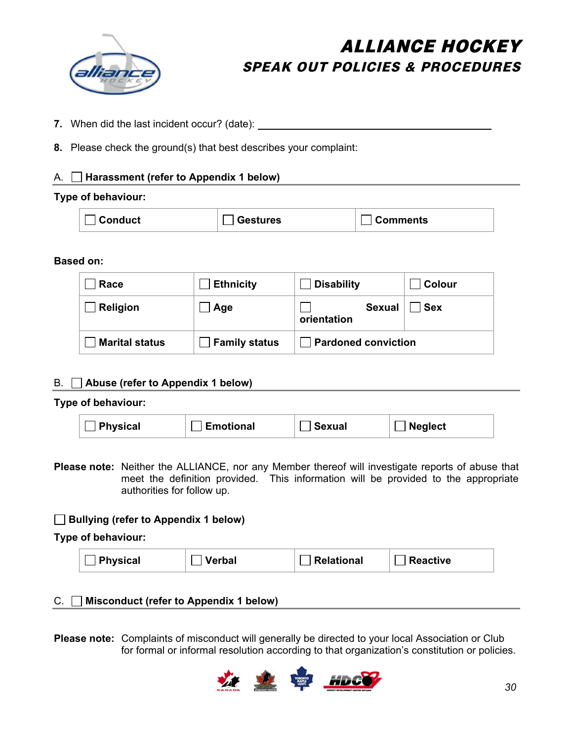7. When did the last incident occur? (date): ___________________________________

8. Please check the ground(s) that best describes your complaint:

A. ☐ **Harassment (refer to Appendix 1 below)**

**Type of behaviour:**

| ☐ Conduct | ☐ Gestures | ☐ Comments |
|---|---|---|

**Based on:**

| ☐ Race | ☐ Ethnicity | ☐ Disability | ☐ Colour |
|---|---|---|---|
| ☐ Religion | ☐ Age | ☐ Sexual orientation | ☐ Sex |
| ☐ Marital status | ☐ Family status | ☐ Pardoned conviction | |

B. ☐ **Abuse (refer to Appendix 1 below)**

**Type of behaviour:**

| ☐ Physical | ☐ Emotional | ☐ Sexual | ☐ Neglect |
|---|---|---|---|

**Please note:** Neither the ALLIANCE, nor any Member thereof will investigate reports of abuse that meet the definition provided. This information will be provided to the appropriate authorities for follow up.

☐ **Bullying (refer to Appendix 1 below)**

**Type of behaviour:**

| ☐ Physical | ☐ Verbal | ☐ Relational | ☐ Reactive |
|---|---|---|---|

C. ☐ **Misconduct (refer to Appendix 1 below)**

**Please note:** Complaints of misconduct will generally be directed to your local Association or Club for formal or informal resolution according to that organization's constitution or policies.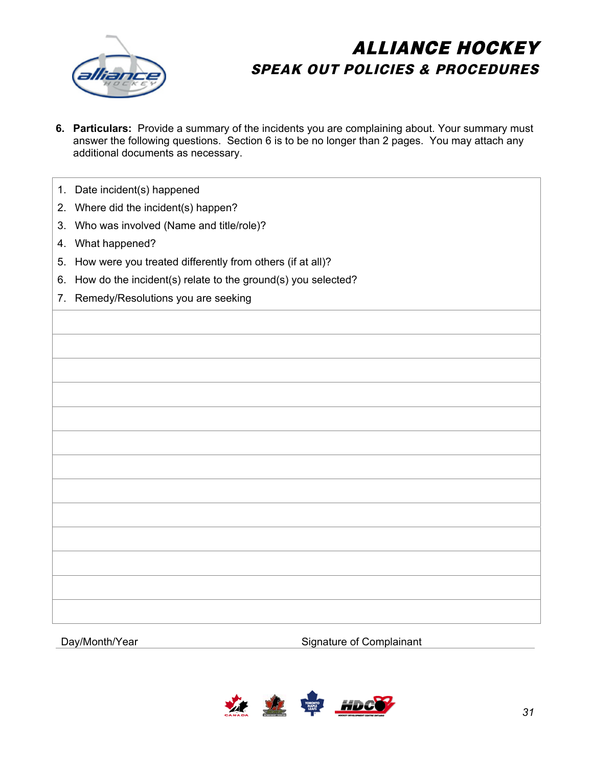6. **Particulars:** Provide a summary of the incidents you are complaining about. Your summary must answer the following questions. Section 6 is to be no longer than 2 pages. You may attach any additional documents as necessary.

| 1. Date incident(s) happened<br>2. Where did the incident(s) happen?<br>3. Who was involved (Name and title/role)?<br>4. What happened?<br>5. How were you treated differently from others (if at all)?<br>6. How do the incident(s) relate to the ground(s) you selected?<br>7. Remedy/Resolutions you are seeking |
|---|
| |
| |
| |
| |
| |
| |
| |
| |
| |
| |
| |
| |
| |

Day/Month/Year Signature of Complainant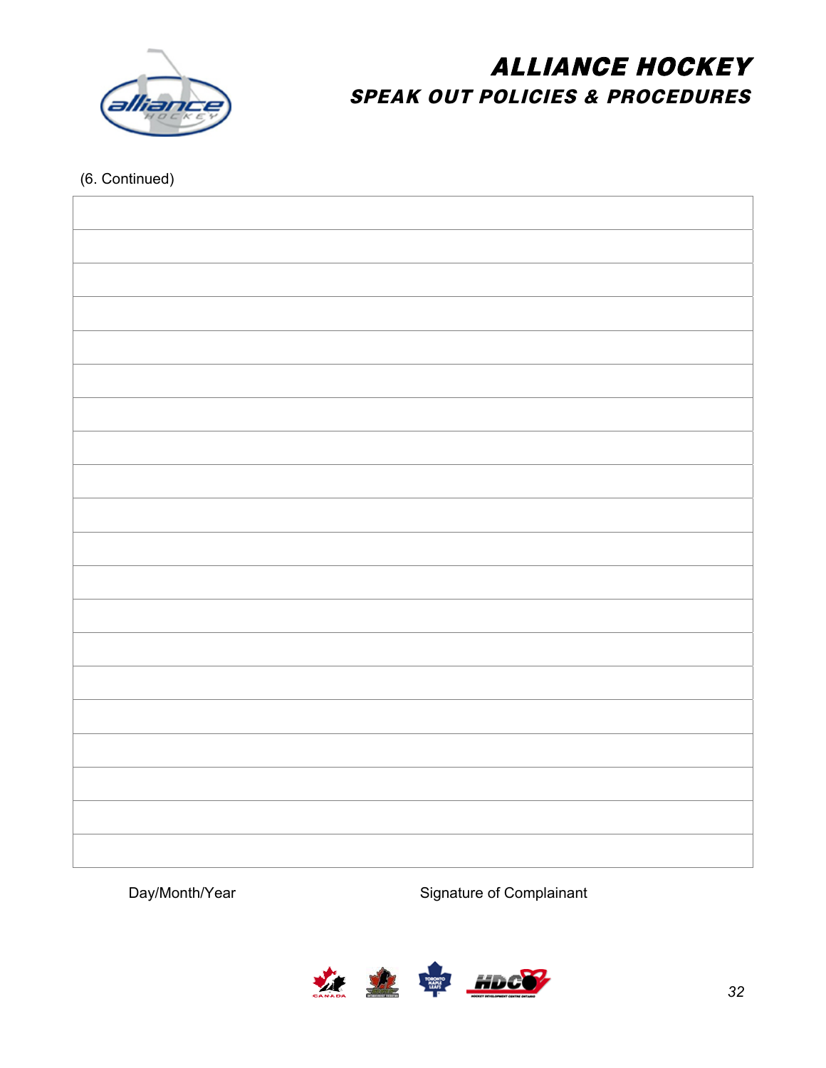# ALLIANCE HOCKEY

## SPEAK OUT POLICIES & PROCEDURES

(6. Continued)

| |
|---|
| |
| |
| |
| |
| |
| |
| |
| |
| |
| |
| |
| |
| |
| |
| |
| |
| |
| |
| |

Day/Month/Year　　　　　　　　　　Signature of Complainant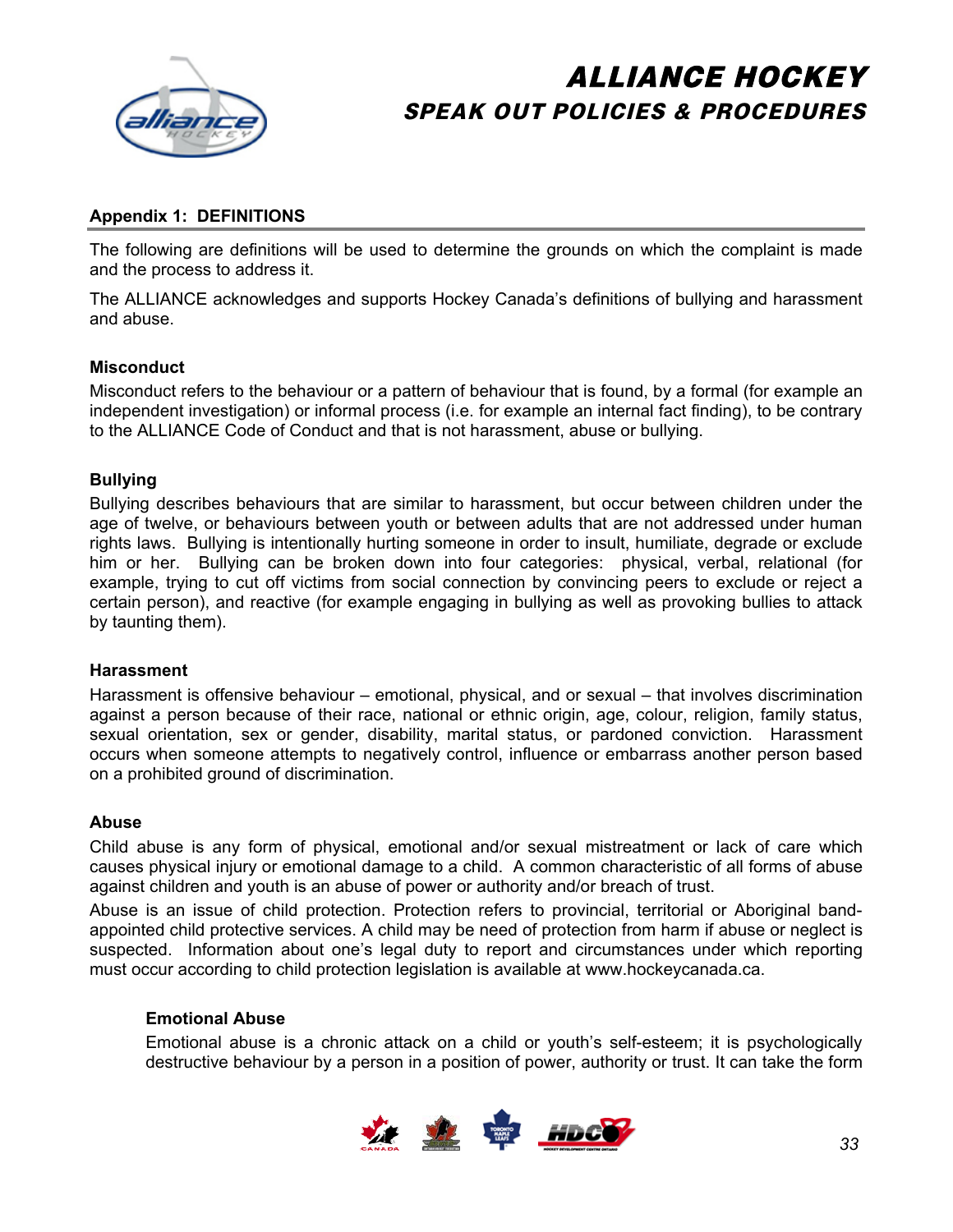## Appendix 1: DEFINITIONS

The following are definitions will be used to determine the grounds on which the complaint is made and the process to address it.

The ALLIANCE acknowledges and supports Hockey Canada's definitions of bullying and harassment and abuse.

### Misconduct

Misconduct refers to the behaviour or a pattern of behaviour that is found, by a formal (for example an independent investigation) or informal process (i.e. for example an internal fact finding), to be contrary to the ALLIANCE Code of Conduct and that is not harassment, abuse or bullying.

### Bullying

Bullying describes behaviours that are similar to harassment, but occur between children under the age of twelve, or behaviours between youth or between adults that are not addressed under human rights laws. Bullying is intentionally hurting someone in order to insult, humiliate, degrade or exclude him or her. Bullying can be broken down into four categories: physical, verbal, relational (for example, trying to cut off victims from social connection by convincing peers to exclude or reject a certain person), and reactive (for example engaging in bullying as well as provoking bullies to attack by taunting them).

### Harassment

Harassment is offensive behaviour – emotional, physical, and or sexual – that involves discrimination against a person because of their race, national or ethnic origin, age, colour, religion, family status, sexual orientation, sex or gender, disability, marital status, or pardoned conviction. Harassment occurs when someone attempts to negatively control, influence or embarrass another person based on a prohibited ground of discrimination.

### Abuse

Child abuse is any form of physical, emotional and/or sexual mistreatment or lack of care which causes physical injury or emotional damage to a child. A common characteristic of all forms of abuse against children and youth is an abuse of power or authority and/or breach of trust.

Abuse is an issue of child protection. Protection refers to provincial, territorial or Aboriginal band-appointed child protective services. A child may be need of protection from harm if abuse or neglect is suspected. Information about one's legal duty to report and circumstances under which reporting must occur according to child protection legislation is available at www.hockeycanada.ca.

#### Emotional Abuse

Emotional abuse is a chronic attack on a child or youth's self-esteem; it is psychologically destructive behaviour by a person in a position of power, authority or trust. It can take the form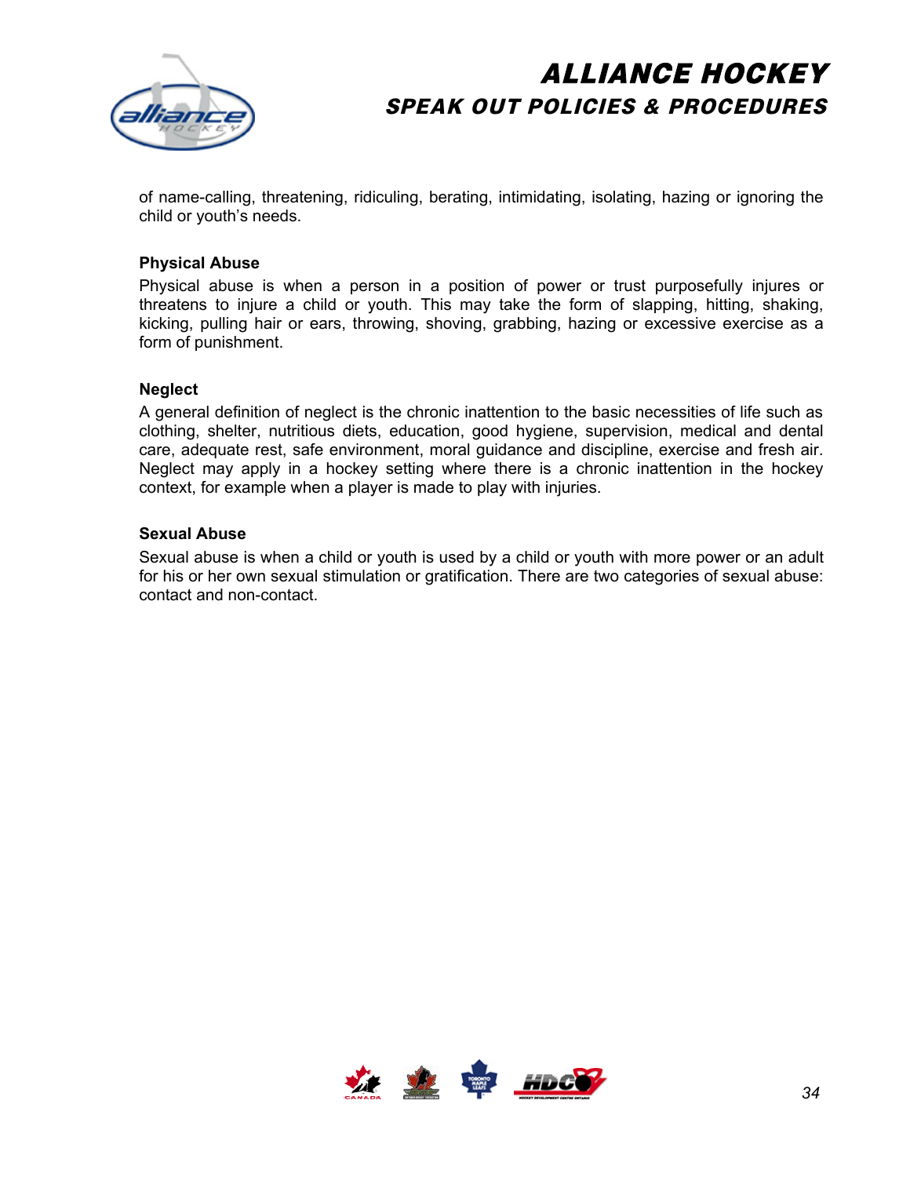of name-calling, threatening, ridiculing, berating, intimidating, isolating, hazing or ignoring the child or youth's needs.

**Physical Abuse**

Physical abuse is when a person in a position of power or trust purposefully injures or threatens to injure a child or youth. This may take the form of slapping, hitting, shaking, kicking, pulling hair or ears, throwing, shoving, grabbing, hazing or excessive exercise as a form of punishment.

**Neglect**

A general definition of neglect is the chronic inattention to the basic necessities of life such as clothing, shelter, nutritious diets, education, good hygiene, supervision, medical and dental care, adequate rest, safe environment, moral guidance and discipline, exercise and fresh air. Neglect may apply in a hockey setting where there is a chronic inattention in the hockey context, for example when a player is made to play with injuries.

**Sexual Abuse**

Sexual abuse is when a child or youth is used by a child or youth with more power or an adult for his or her own sexual stimulation or gratification. There are two categories of sexual abuse: contact and non-contact.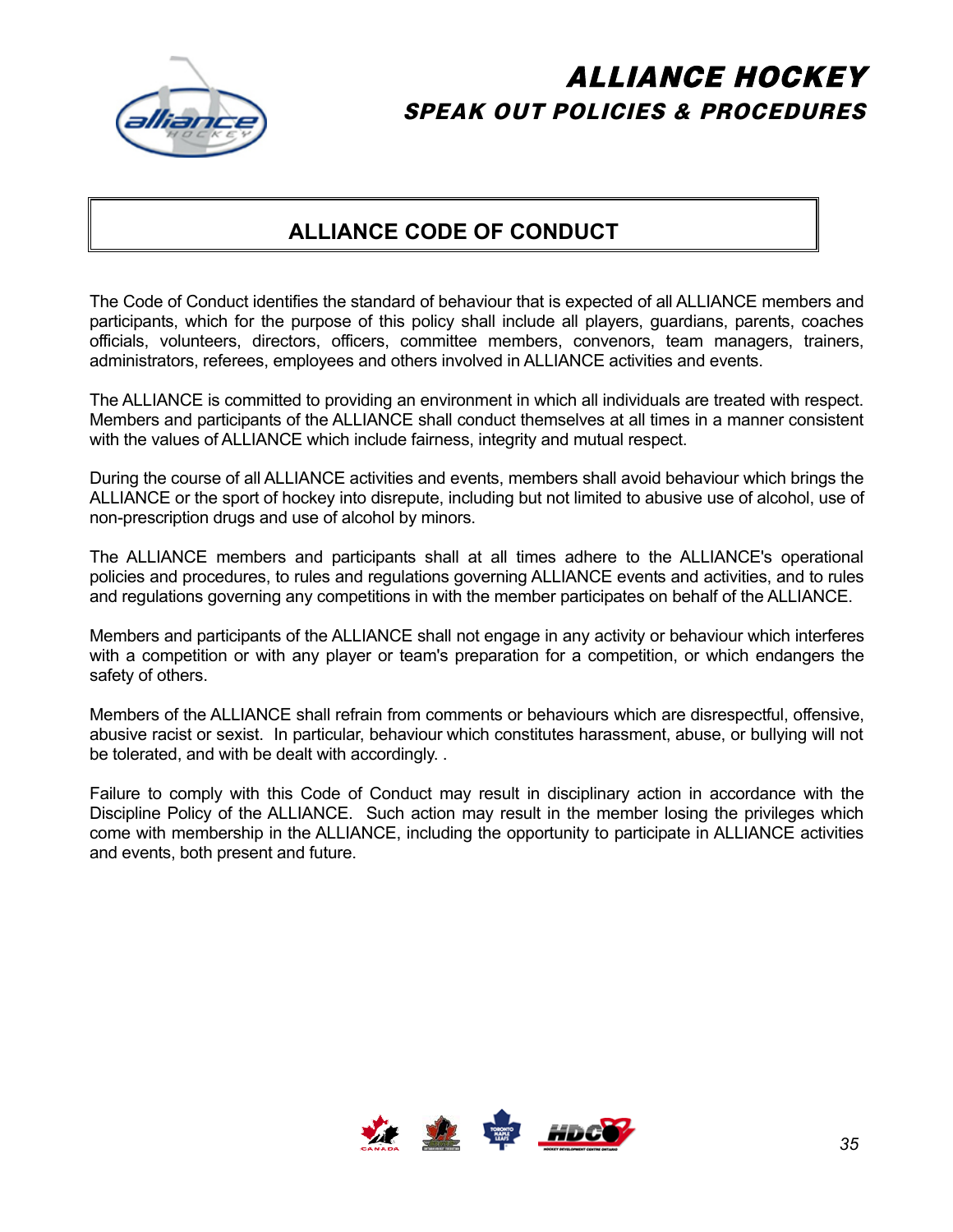# ALLIANCE CODE OF CONDUCT

The Code of Conduct identifies the standard of behaviour that is expected of all ALLIANCE members and participants, which for the purpose of this policy shall include all players, guardians, parents, coaches officials, volunteers, directors, officers, committee members, convenors, team managers, trainers, administrators, referees, employees and others involved in ALLIANCE activities and events.

The ALLIANCE is committed to providing an environment in which all individuals are treated with respect. Members and participants of the ALLIANCE shall conduct themselves at all times in a manner consistent with the values of ALLIANCE which include fairness, integrity and mutual respect.

During the course of all ALLIANCE activities and events, members shall avoid behaviour which brings the ALLIANCE or the sport of hockey into disrepute, including but not limited to abusive use of alcohol, use of non-prescription drugs and use of alcohol by minors.

The ALLIANCE members and participants shall at all times adhere to the ALLIANCE's operational policies and procedures, to rules and regulations governing ALLIANCE events and activities, and to rules and regulations governing any competitions in with the member participates on behalf of the ALLIANCE.

Members and participants of the ALLIANCE shall not engage in any activity or behaviour which interferes with a competition or with any player or team's preparation for a competition, or which endangers the safety of others.

Members of the ALLIANCE shall refrain from comments or behaviours which are disrespectful, offensive, abusive racist or sexist. In particular, behaviour which constitutes harassment, abuse, or bullying will not be tolerated, and with be dealt with accordingly. .

Failure to comply with this Code of Conduct may result in disciplinary action in accordance with the Discipline Policy of the ALLIANCE. Such action may result in the member losing the privileges which come with membership in the ALLIANCE, including the opportunity to participate in ALLIANCE activities and events, both present and future.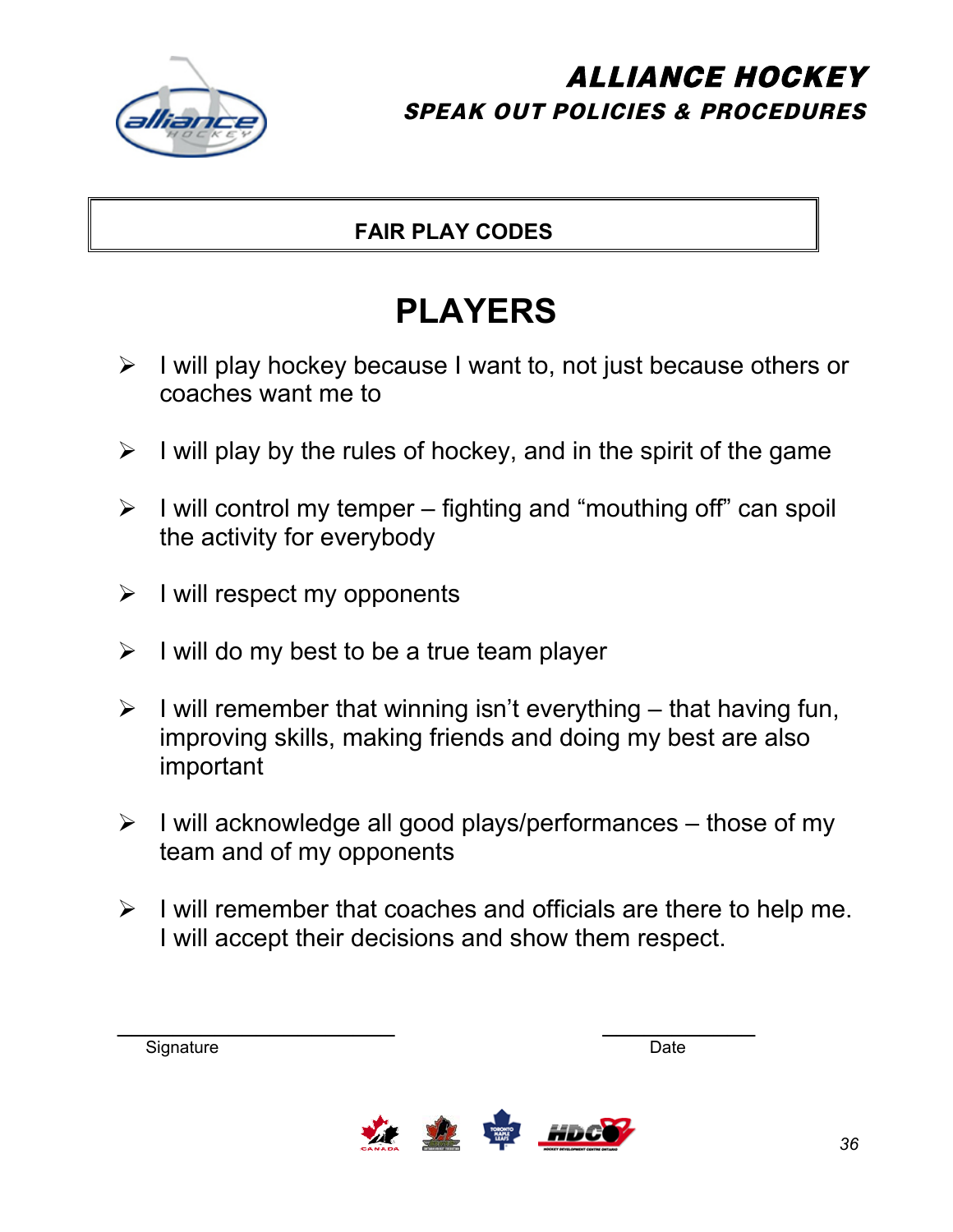# ALLIANCE HOCKEY

## SPEAK OUT POLICIES & PROCEDURES

**FAIR PLAY CODES**

# PLAYERS

- I will play hockey because I want to, not just because others or coaches want me to
- I will play by the rules of hockey, and in the spirit of the game
- I will control my temper – fighting and "mouthing off" can spoil the activity for everybody
- I will respect my opponents
- I will do my best to be a true team player
- I will remember that winning isn't everything – that having fun, improving skills, making friends and doing my best are also important
- I will acknowledge all good plays/performances – those of my team and of my opponents
- I will remember that coaches and officials are there to help me. I will accept their decisions and show them respect.

\_\_\_\_\_\_\_\_\_\_\_\_\_\_\_\_\_\_\_\_\_\_\_\_\_\_ \_\_\_\_\_\_\_\_\_\_\_\_\_\_

Signature Date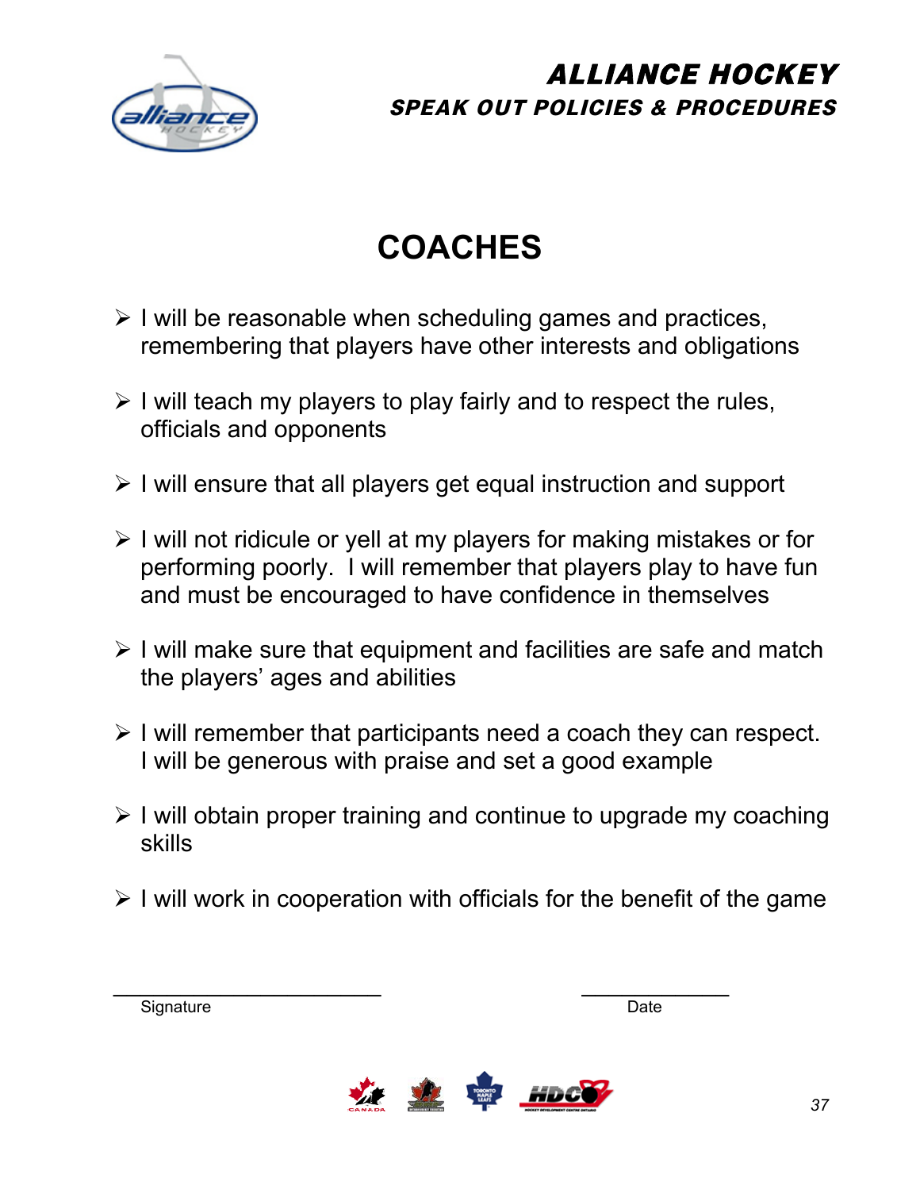# COACHES

- I will be reasonable when scheduling games and practices, remembering that players have other interests and obligations
- I will teach my players to play fairly and to respect the rules, officials and opponents
- I will ensure that all players get equal instruction and support
- I will not ridicule or yell at my players for making mistakes or for performing poorly. I will remember that players play to have fun and must be encouraged to have confidence in themselves
- I will make sure that equipment and facilities are safe and match the players' ages and abilities
- I will remember that participants need a coach they can respect. I will be generous with praise and set a good example
- I will obtain proper training and continue to upgrade my coaching skills
- I will work in cooperation with officials for the benefit of the game

\_\_\_\_\_\_\_\_\_\_\_\_\_\_\_\_\_\_\_\_\_\_\_\_\_\_\_\_\_\_ Signature

\_\_\_\_\_\_\_\_\_\_\_\_\_\_\_\_ Date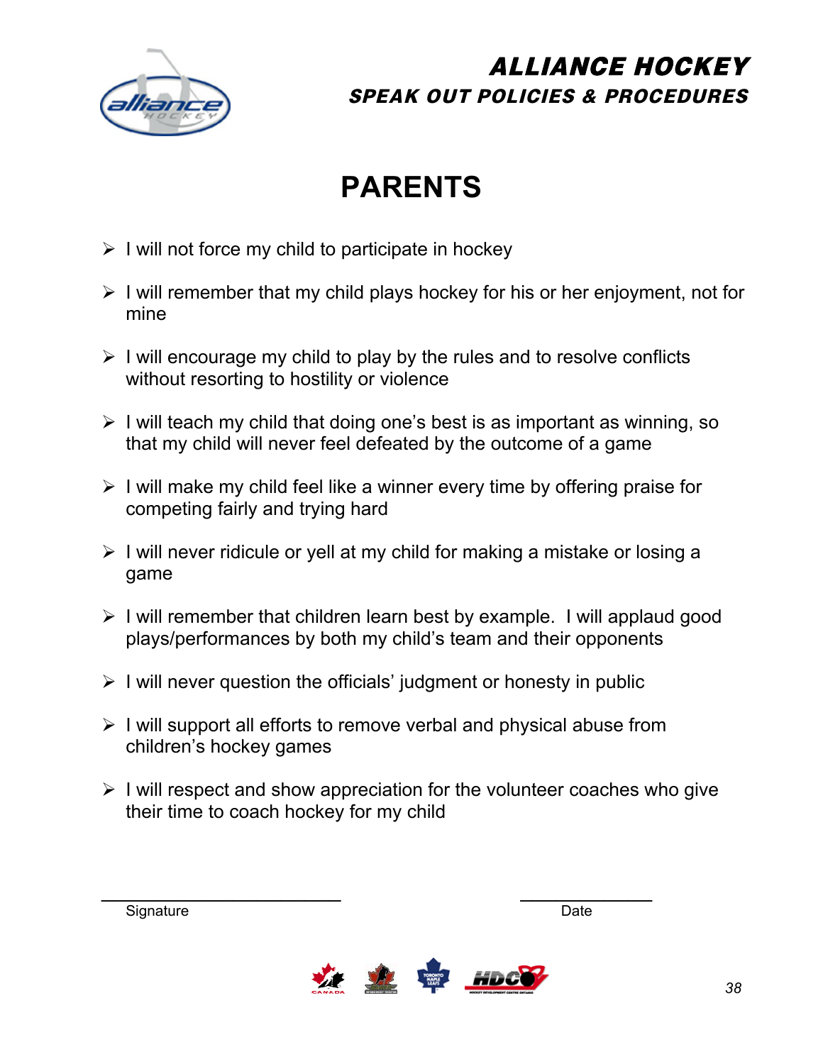# ALLIANCE HOCKEY

## SPEAK OUT POLICIES & PROCEDURES

# PARENTS

- I will not force my child to participate in hockey
- I will remember that my child plays hockey for his or her enjoyment, not for mine
- I will encourage my child to play by the rules and to resolve conflicts without resorting to hostility or violence
- I will teach my child that doing one's best is as important as winning, so that my child will never feel defeated by the outcome of a game
- I will make my child feel like a winner every time by offering praise for competing fairly and trying hard
- I will never ridicule or yell at my child for making a mistake or losing a game
- I will remember that children learn best by example.  I will applaud good plays/performances by both my child's team and their opponents
- I will never question the officials' judgment or honesty in public
- I will support all efforts to remove verbal and physical abuse from children's hockey games
- I will respect and show appreciation for the volunteer coaches who give their time to coach hockey for my child

\_\_\_\_\_\_\_\_\_\_\_\_\_\_\_\_\_\_\_\_\_\_\_\_\_\_\_\_ Signature

\_\_\_\_\_\_\_\_\_\_\_\_\_\_\_\_ Date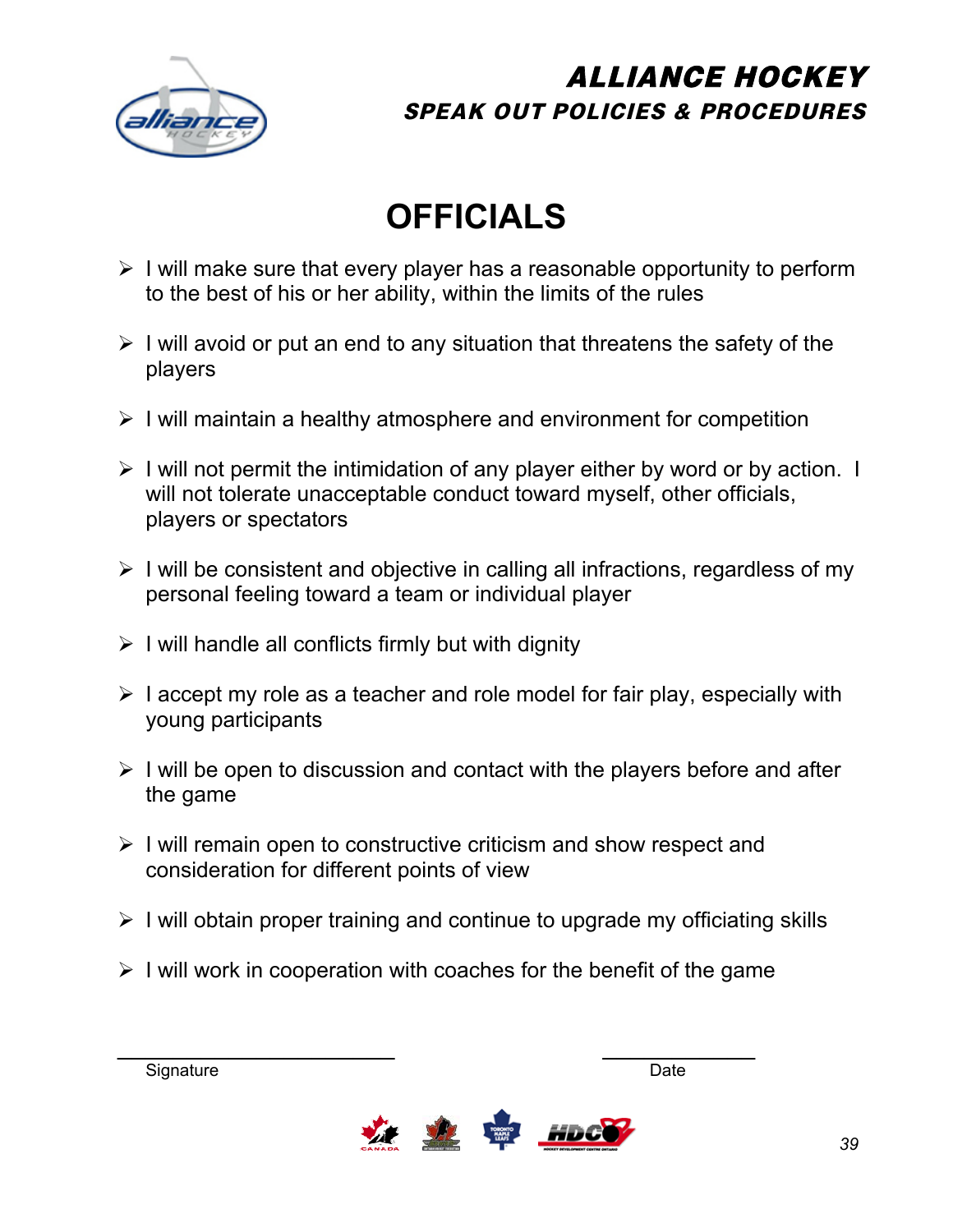# OFFICIALS

- I will make sure that every player has a reasonable opportunity to perform to the best of his or her ability, within the limits of the rules
- I will avoid or put an end to any situation that threatens the safety of the players
- I will maintain a healthy atmosphere and environment for competition
- I will not permit the intimidation of any player either by word or by action. I will not tolerate unacceptable conduct toward myself, other officials, players or spectators
- I will be consistent and objective in calling all infractions, regardless of my personal feeling toward a team or individual player
- I will handle all conflicts firmly but with dignity
- I accept my role as a teacher and role model for fair play, especially with young participants
- I will be open to discussion and contact with the players before and after the game
- I will remain open to constructive criticism and show respect and consideration for different points of view
- I will obtain proper training and continue to upgrade my officiating skills
- I will work in cooperation with coaches for the benefit of the game

\_\_\_\_\_\_\_\_\_\_\_\_\_\_\_\_\_\_\_\_\_\_\_\_\_\_ Signature

\_\_\_\_\_\_\_\_\_\_\_\_\_\_ Date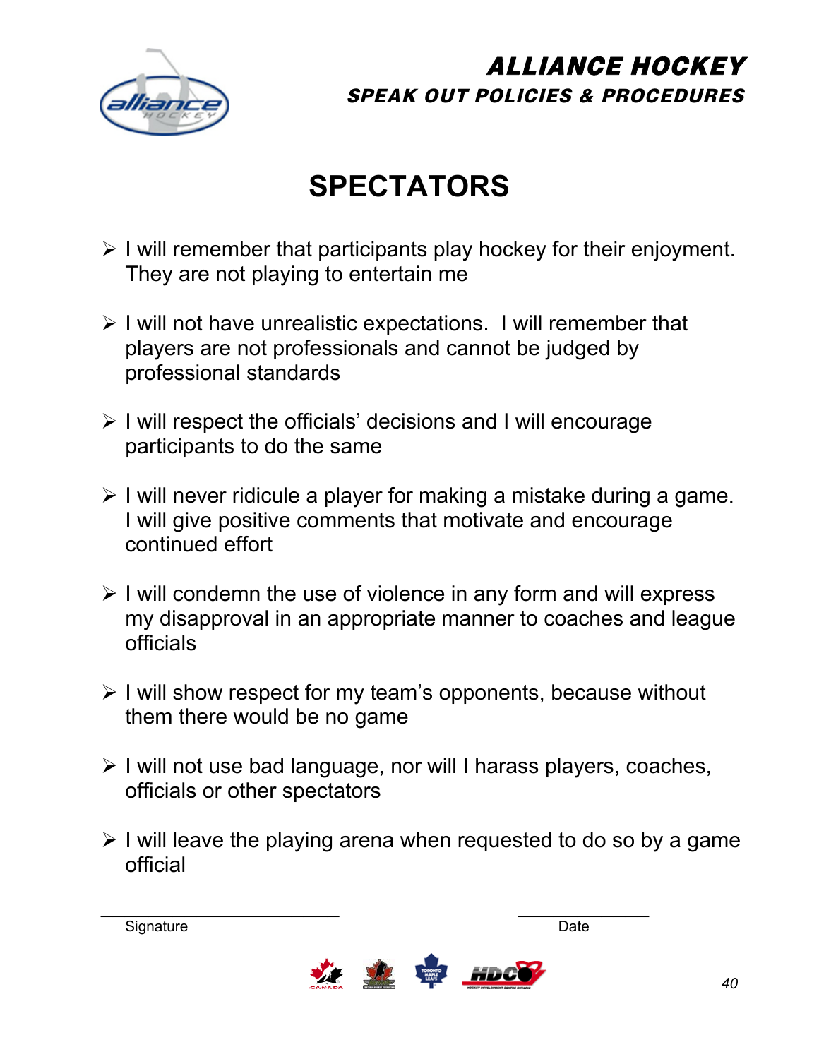# SPECTATORS

- I will remember that participants play hockey for their enjoyment. They are not playing to entertain me

- I will not have unrealistic expectations. I will remember that players are not professionals and cannot be judged by professional standards

- I will respect the officials' decisions and I will encourage participants to do the same

- I will never ridicule a player for making a mistake during a game. I will give positive comments that motivate and encourage continued effort

- I will condemn the use of violence in any form and will express my disapproval in an appropriate manner to coaches and league officials

- I will show respect for my team's opponents, because without them there would be no game

- I will not use bad language, nor will I harass players, coaches, officials or other spectators

- I will leave the playing arena when requested to do so by a game official

\_\_\_\_\_\_\_\_\_\_\_\_\_\_\_\_\_\_\_\_\_\_\_\_\_\_ \_\_\_\_\_\_\_\_\_\_\_\_\_\_

Signature Date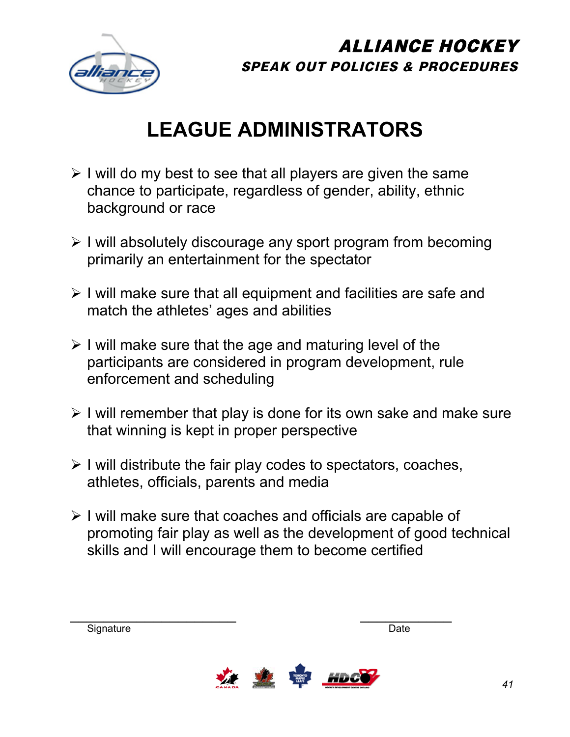# LEAGUE ADMINISTRATORS

- I will do my best to see that all players are given the same chance to participate, regardless of gender, ability, ethnic background or race
- I will absolutely discourage any sport program from becoming primarily an entertainment for the spectator
- I will make sure that all equipment and facilities are safe and match the athletes' ages and abilities
- I will make sure that the age and maturing level of the participants are considered in program development, rule enforcement and scheduling
- I will remember that play is done for its own sake and make sure that winning is kept in proper perspective
- I will distribute the fair play codes to spectators, coaches, athletes, officials, parents and media
- I will make sure that coaches and officials are capable of promoting fair play as well as the development of good technical skills and I will encourage them to become certified

Signature _______________________ Date _____________